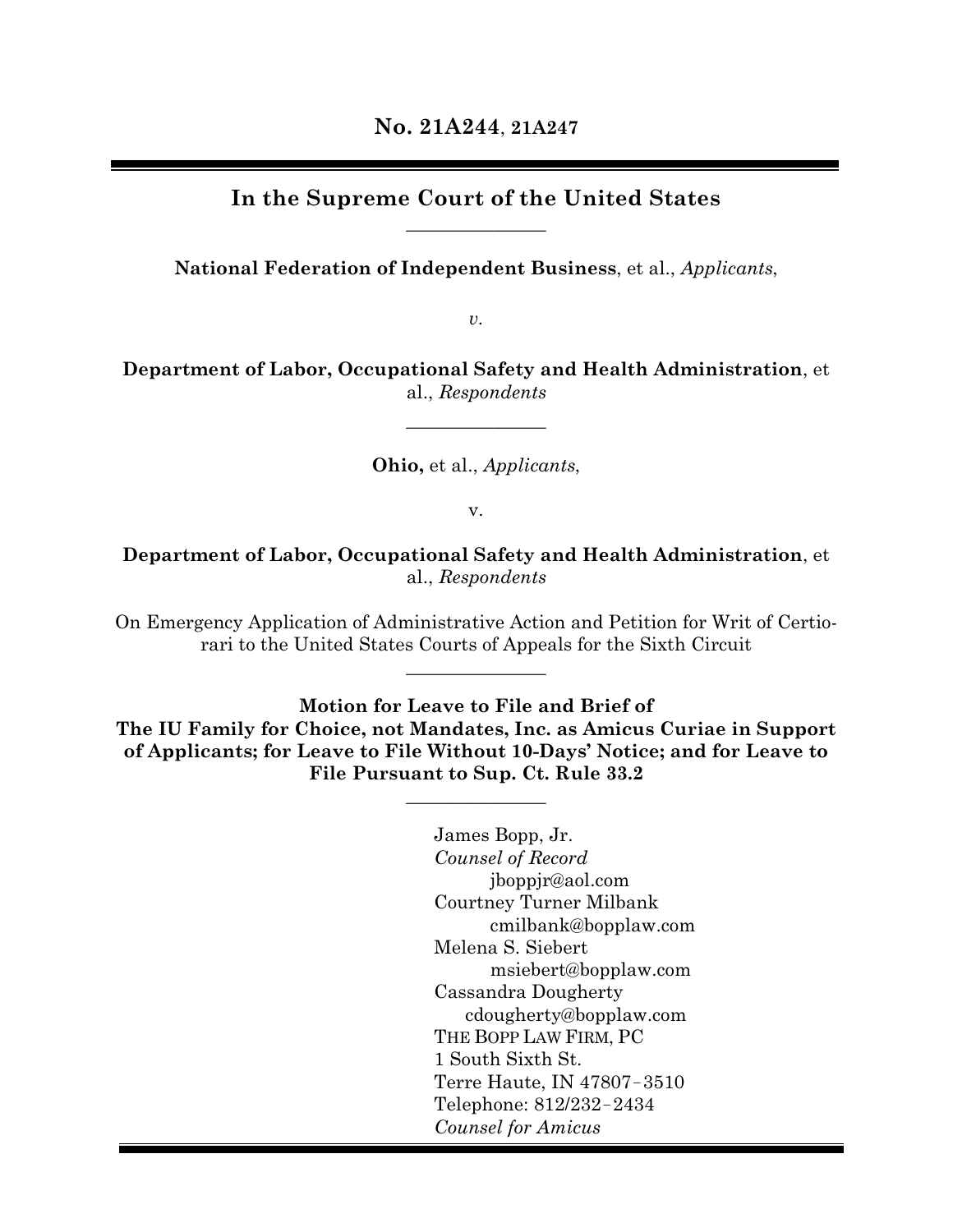**No. 21A244**, **21A247**

---

## In the Supreme Court of the United States

---

**National Federation of Independent Business**, et al., *Applicants*,

*v.*

**Department of Labor, Occupational Safety and Health Administration**, et al., *Respondents*

---

**Ohio,** et al., *Applicants*,

v.

**Department of Labor, Occupational Safety and Health Administration**, et al., *Respondents*

On Emergency Application of Administrative Action and Petition for Writ of Certiorari to the United States Courts of Appeals for the Sixth Circuit

---

**Motion for Leave to File and Brief of**
**The IU Family for Choice, not Mandates, Inc. as Amicus Curiae in Support of Applicants; for Leave to File Without 10-Days' Notice; and for Leave to File Pursuant to Sup. Ct. Rule 33.2**

---

James Bopp, Jr.
*Counsel of Record*
jboppjr@aol.com
Courtney Turner Milbank
cmilbank@bopplaw.com
Melena S. Siebert
msiebert@bopplaw.com
Cassandra Dougherty
cdougherty@bopplaw.com
THE BOPP LAW FIRM, PC
1 South Sixth St.
Terre Haute, IN 47807–3510
Telephone: 812/232–2434
*Counsel for Amicus*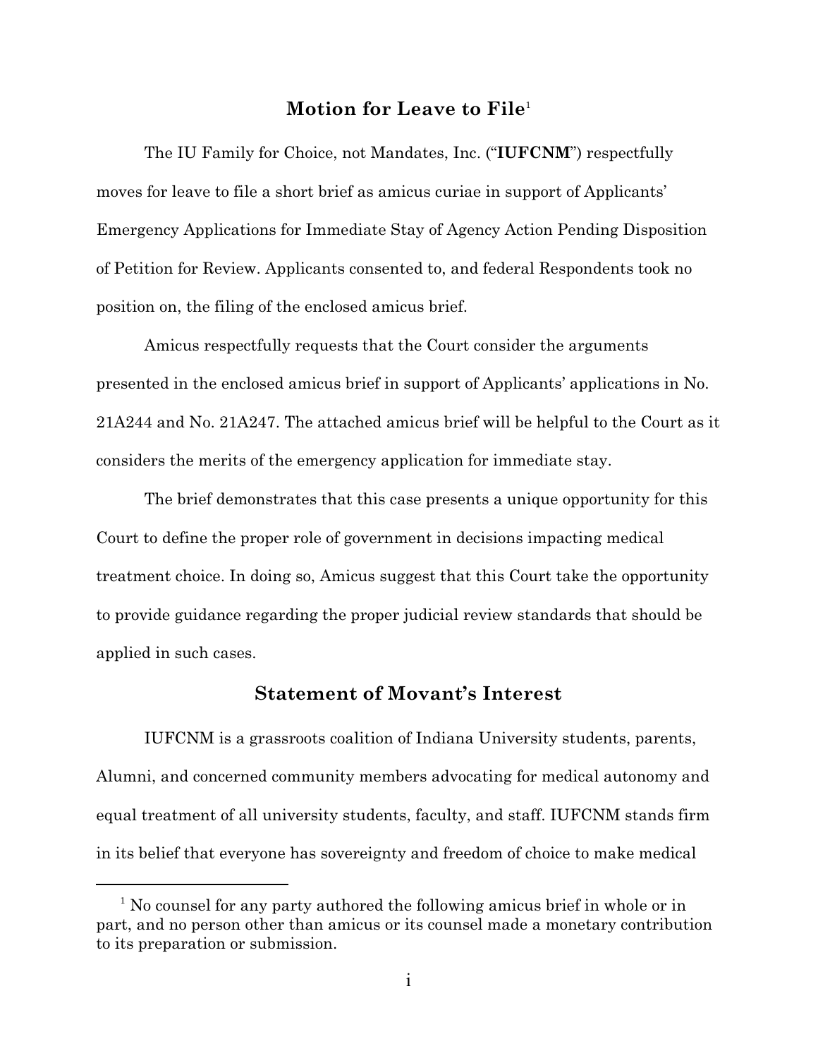## Motion for Leave to File[1]

The IU Family for Choice, not Mandates, Inc. ("**IUFCNM**") respectfully moves for leave to file a short brief as amicus curiae in support of Applicants' Emergency Applications for Immediate Stay of Agency Action Pending Disposition of Petition for Review. Applicants consented to, and federal Respondents took no position on, the filing of the enclosed amicus brief.

Amicus respectfully requests that the Court consider the arguments presented in the enclosed amicus brief in support of Applicants' applications in No. 21A244 and No. 21A247. The attached amicus brief will be helpful to the Court as it considers the merits of the emergency application for immediate stay.

The brief demonstrates that this case presents a unique opportunity for this Court to define the proper role of government in decisions impacting medical treatment choice. In doing so, Amicus suggest that this Court take the opportunity to provide guidance regarding the proper judicial review standards that should be applied in such cases.

## Statement of Movant's Interest

IUFCNM is a grassroots coalition of Indiana University students, parents, Alumni, and concerned community members advocating for medical autonomy and equal treatment of all university students, faculty, and staff. IUFCNM stands firm in its belief that everyone has sovereignty and freedom of choice to make medical

[1] No counsel for any party authored the following amicus brief in whole or in part, and no person other than amicus or its counsel made a monetary contribution to its preparation or submission.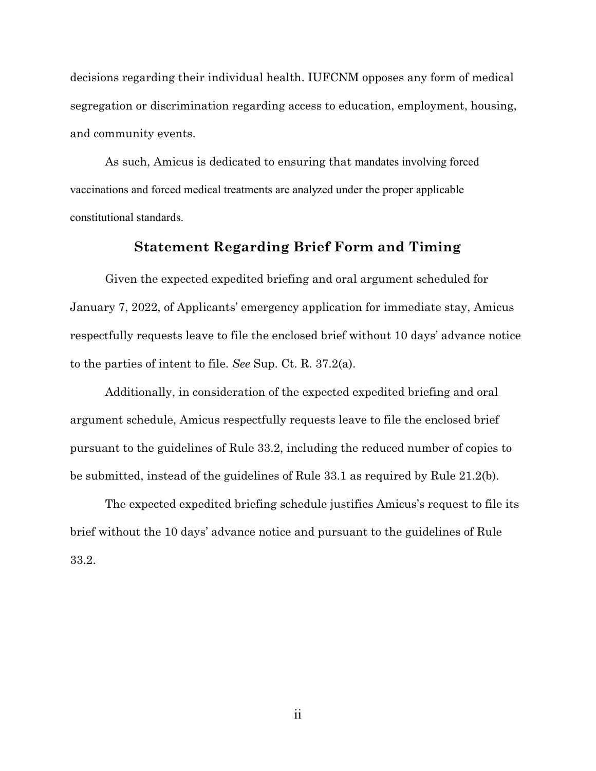decisions regarding their individual health. IUFCNM opposes any form of medical segregation or discrimination regarding access to education, employment, housing, and community events.

As such, Amicus is dedicated to ensuring that mandates involving forced vaccinations and forced medical treatments are analyzed under the proper applicable constitutional standards.

## Statement Regarding Brief Form and Timing

Given the expected expedited briefing and oral argument scheduled for January 7, 2022, of Applicants' emergency application for immediate stay, Amicus respectfully requests leave to file the enclosed brief without 10 days' advance notice to the parties of intent to file. *See* Sup. Ct. R. 37.2(a).

Additionally, in consideration of the expected expedited briefing and oral argument schedule, Amicus respectfully requests leave to file the enclosed brief pursuant to the guidelines of Rule 33.2, including the reduced number of copies to be submitted, instead of the guidelines of Rule 33.1 as required by Rule 21.2(b).

The expected expedited briefing schedule justifies Amicus's request to file its brief without the 10 days' advance notice and pursuant to the guidelines of Rule 33.2.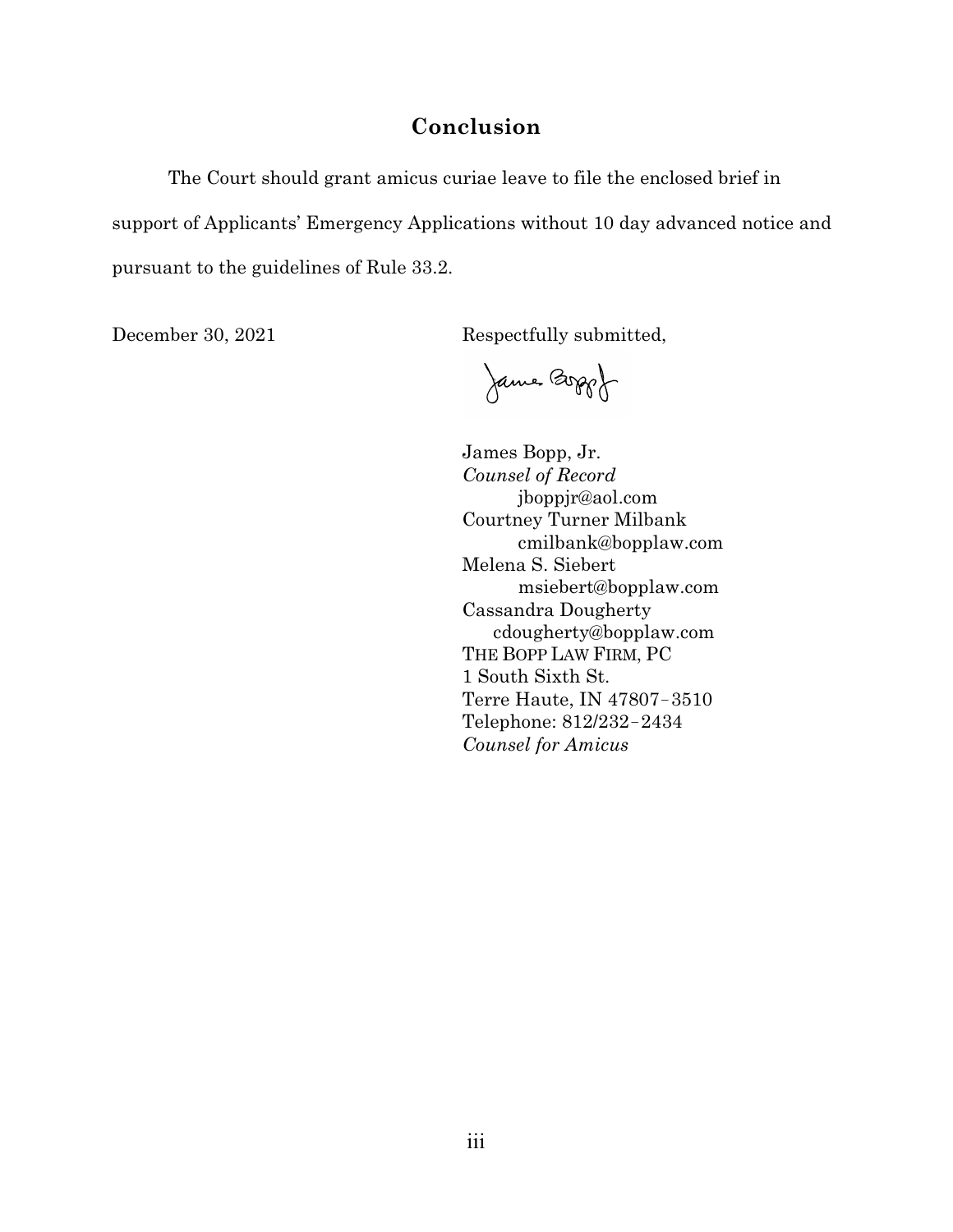## Conclusion

The Court should grant amicus curiae leave to file the enclosed brief in support of Applicants' Emergency Applications without 10 day advanced notice and pursuant to the guidelines of Rule 33.2.

December 30, 2021

Respectfully submitted,

James Bopp, Jr.
*Counsel of Record*
jboppjr@aol.com
Courtney Turner Milbank
cmilbank@bopplaw.com
Melena S. Siebert
msiebert@bopplaw.com
Cassandra Dougherty
cdougherty@bopplaw.com
THE BOPP LAW FIRM, PC
1 South Sixth St.
Terre Haute, IN 47807–3510
Telephone: 812/232–2434
*Counsel for Amicus*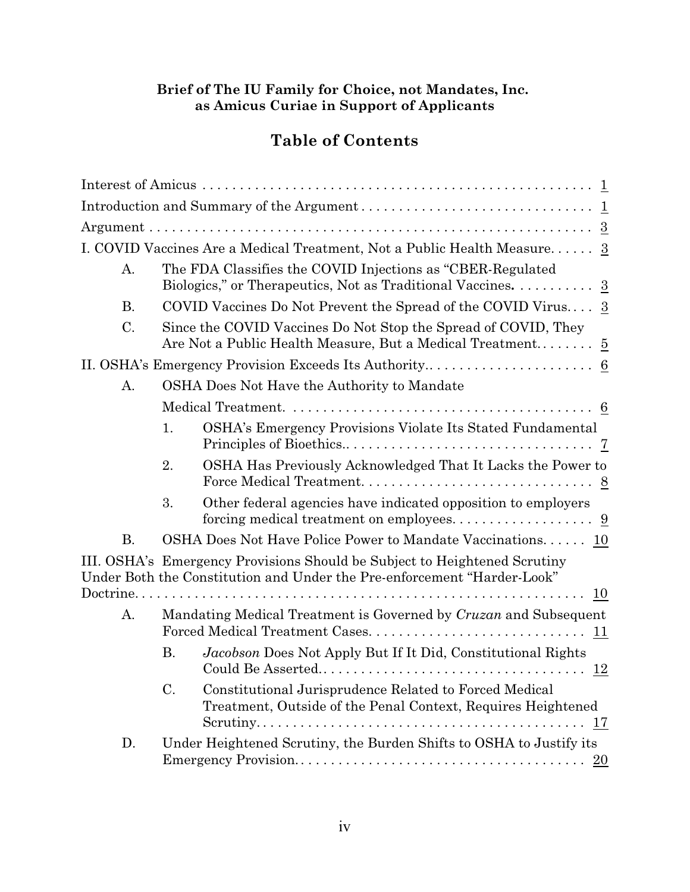**Brief of The IU Family for Choice, not Mandates, Inc.**
**as Amicus Curiae in Support of Applicants**

## Table of Contents

Interest of Amicus . . . . . . . . . . . . . . . . . . . . . . . . . . . . . . . . . . . . . . . . . . . . . . . . . . . . 1

Introduction and Summary of the Argument . . . . . . . . . . . . . . . . . . . . . . . . . . . . . . 1

Argument . . . . . . . . . . . . . . . . . . . . . . . . . . . . . . . . . . . . . . . . . . . . . . . . . . . . . . . . . . 3

I. COVID Vaccines Are a Medical Treatment, Not a Public Health Measure. . . . . . 3

- A. The FDA Classifies the COVID Injections as "CBER-Regulated Biologics," or Therapeutics, Not as Traditional Vaccines. . . . . . . . . . . 3
- B. COVID Vaccines Do Not Prevent the Spread of the COVID Virus. . . . 3
- C. Since the COVID Vaccines Do Not Stop the Spread of COVID, They Are Not a Public Health Measure, But a Medical Treatment. . . . . . . . 5

II. OSHA's Emergency Provision Exceeds Its Authority.. . . . . . . . . . . . . . . . . . . . . . 6

- A. OSHA Does Not Have the Authority to Mandate Medical Treatment. . . . . . . . . . . . . . . . . . . . . . . . . . . . . . . . . . . . . . . . . 6
  1. OSHA's Emergency Provisions Violate Its Stated Fundamental Principles of Bioethics.. . . . . . . . . . . . . . . . . . . . . . . . . . . . . . . . . 7
  2. OSHA Has Previously Acknowledged That It Lacks the Power to Force Medical Treatment. . . . . . . . . . . . . . . . . . . . . . . . . . . . . . . 8
  3. Other federal agencies have indicated opposition to employers forcing medical treatment on employees. . . . . . . . . . . . . . . . . . . 9
- B. OSHA Does Not Have Police Power to Mandate Vaccinations. . . . . . 10

III. OSHA's Emergency Provisions Should be Subject to Heightened Scrutiny Under Both the Constitution and Under the Pre-enforcement "Harder-Look" Doctrine. . . . . . . . . . . . . . . . . . . . . . . . . . . . . . . . . . . . . . . . . . . . . . . . . . . . . . . . . . 10

- A. Mandating Medical Treatment is Governed by *Cruzan* and Subsequent Forced Medical Treatment Cases. . . . . . . . . . . . . . . . . . . . . . . . . . . . . 11
  - B. *Jacobson* Does Not Apply But If It Did, Constitutional Rights Could Be Asserted. . . . . . . . . . . . . . . . . . . . . . . . . . . . . . . . . . . 12
  - C. Constitutional Jurisprudence Related to Forced Medical Treatment, Outside of the Penal Context, Requires Heightened Scrutiny. . . . . . . . . . . . . . . . . . . . . . . . . . . . . . . . . . . . . . . . . . . . 17
- D. Under Heightened Scrutiny, the Burden Shifts to OSHA to Justify its Emergency Provision. . . . . . . . . . . . . . . . . . . . . . . . . . . . . . . . . . . . . . . 20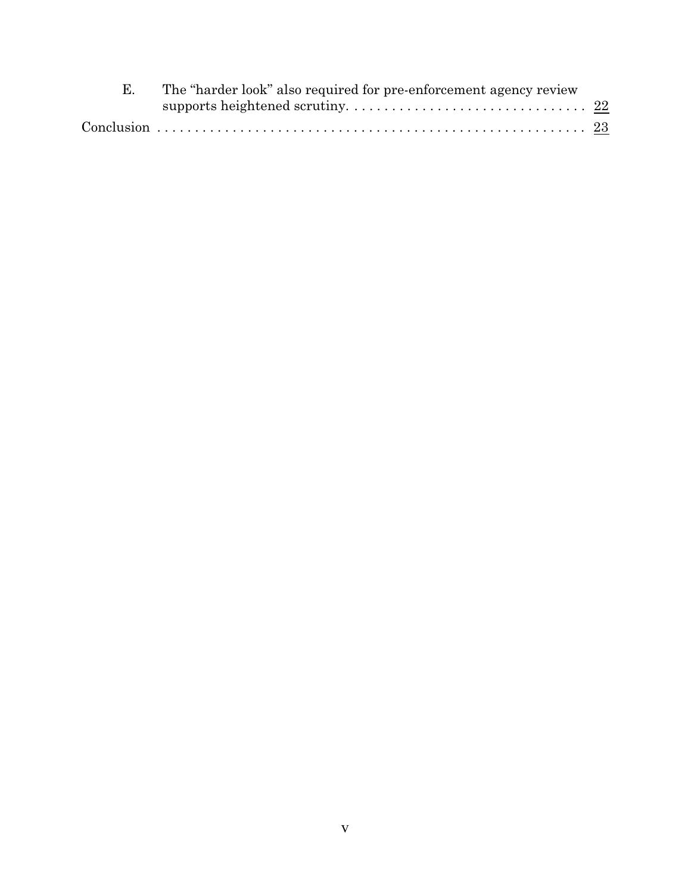E. The "harder look" also required for pre-enforcement agency review supports heightened scrutiny. . . . . . . . . . . . . . . . . . . . . . . . . . . . . . . . 22

Conclusion . . . . . . . . . . . . . . . . . . . . . . . . . . . . . . . . . . . . . . . . . . . . . . . . . . . . . . 23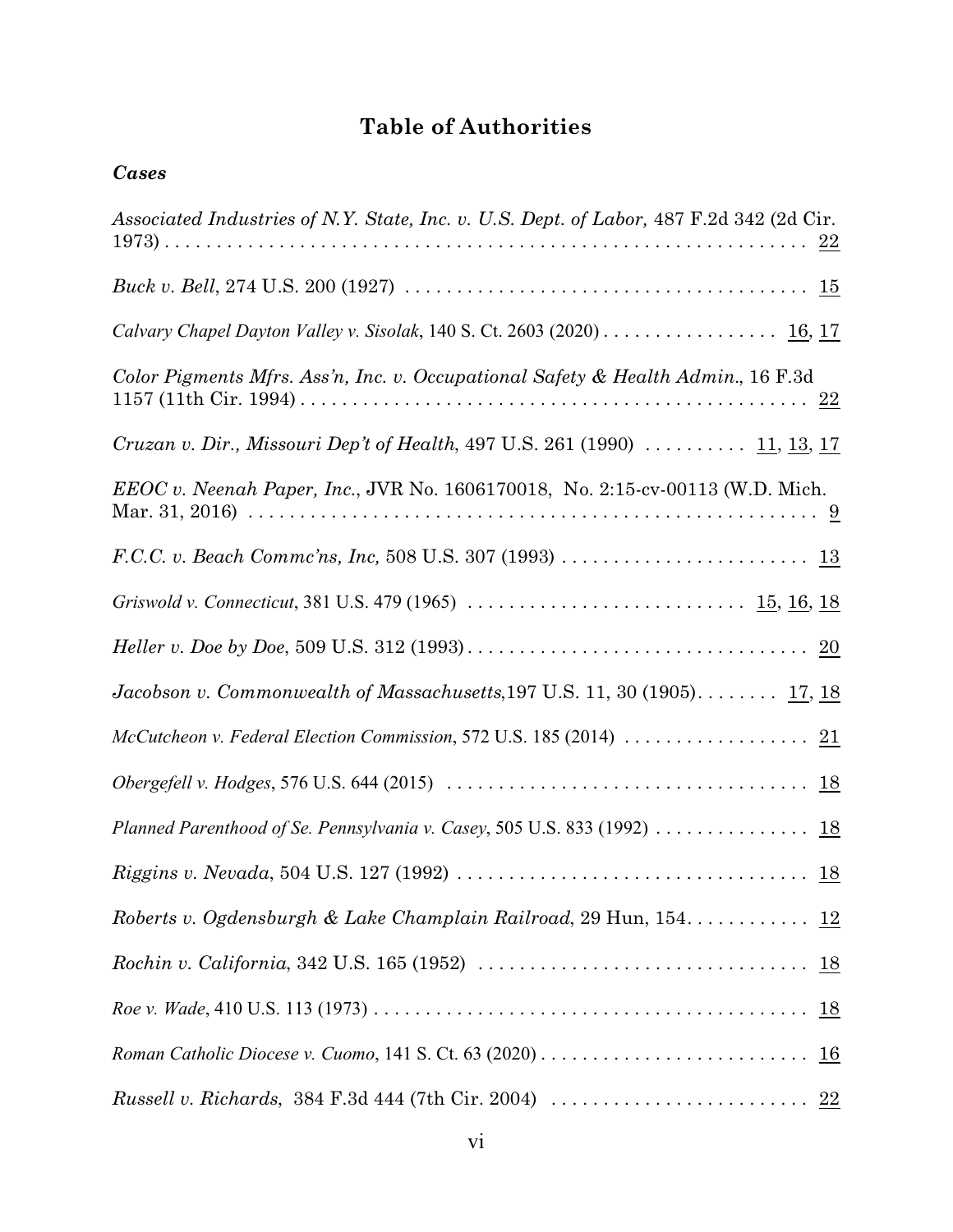## Table of Authorities

### *Cases*

*Associated Industries of N.Y. State, Inc. v. U.S. Dept. of Labor,* 487 F.2d 342 (2d Cir. 1973) . . . . . . . . . . 22

*Buck v. Bell*, 274 U.S. 200 (1927) . . . . . . . . . . 15

*Calvary Chapel Dayton Valley v. Sisolak*, 140 S. Ct. 2603 (2020) . . . . . . . . . . 16, 17

*Color Pigments Mfrs. Ass'n, Inc. v. Occupational Safety & Health Admin.*, 16 F.3d 1157 (11th Cir. 1994) . . . . . . . . . . 22

*Cruzan v. Dir., Missouri Dep't of Health*, 497 U.S. 261 (1990) . . . . . . . . . . 11, 13, 17

*EEOC v. Neenah Paper, Inc.*, JVR No. 1606170018, No. 2:15-cv-00113 (W.D. Mich. Mar. 31, 2016) . . . . . . . . . . 9

*F.C.C. v. Beach Commc'ns, Inc,* 508 U.S. 307 (1993) . . . . . . . . . . 13

*Griswold v. Connecticut*, 381 U.S. 479 (1965) . . . . . . . . . . 15, 16, 18

*Heller v. Doe by Doe*, 509 U.S. 312 (1993) . . . . . . . . . . 20

*Jacobson v. Commonwealth of Massachusetts,*197 U.S. 11, 30 (1905) . . . . . . . . . . 17, 18

*McCutcheon v. Federal Election Commission*, 572 U.S. 185 (2014) . . . . . . . . . . 21

*Obergefell v. Hodges*, 576 U.S. 644 (2015) . . . . . . . . . . 18

*Planned Parenthood of Se. Pennsylvania v. Casey*, 505 U.S. 833 (1992) . . . . . . . . . . 18

*Riggins v. Nevada*, 504 U.S. 127 (1992) . . . . . . . . . . 18

*Roberts v. Ogdensburgh & Lake Champlain Railroad*, 29 Hun, 154. . . . . . . . . . . 12

*Rochin v. California*, 342 U.S. 165 (1952) . . . . . . . . . . 18

*Roe v. Wade*, 410 U.S. 113 (1973) . . . . . . . . . . 18

*Roman Catholic Diocese v. Cuomo*, 141 S. Ct. 63 (2020) . . . . . . . . . . 16

*Russell v. Richards*, 384 F.3d 444 (7th Cir. 2004) . . . . . . . . . . 22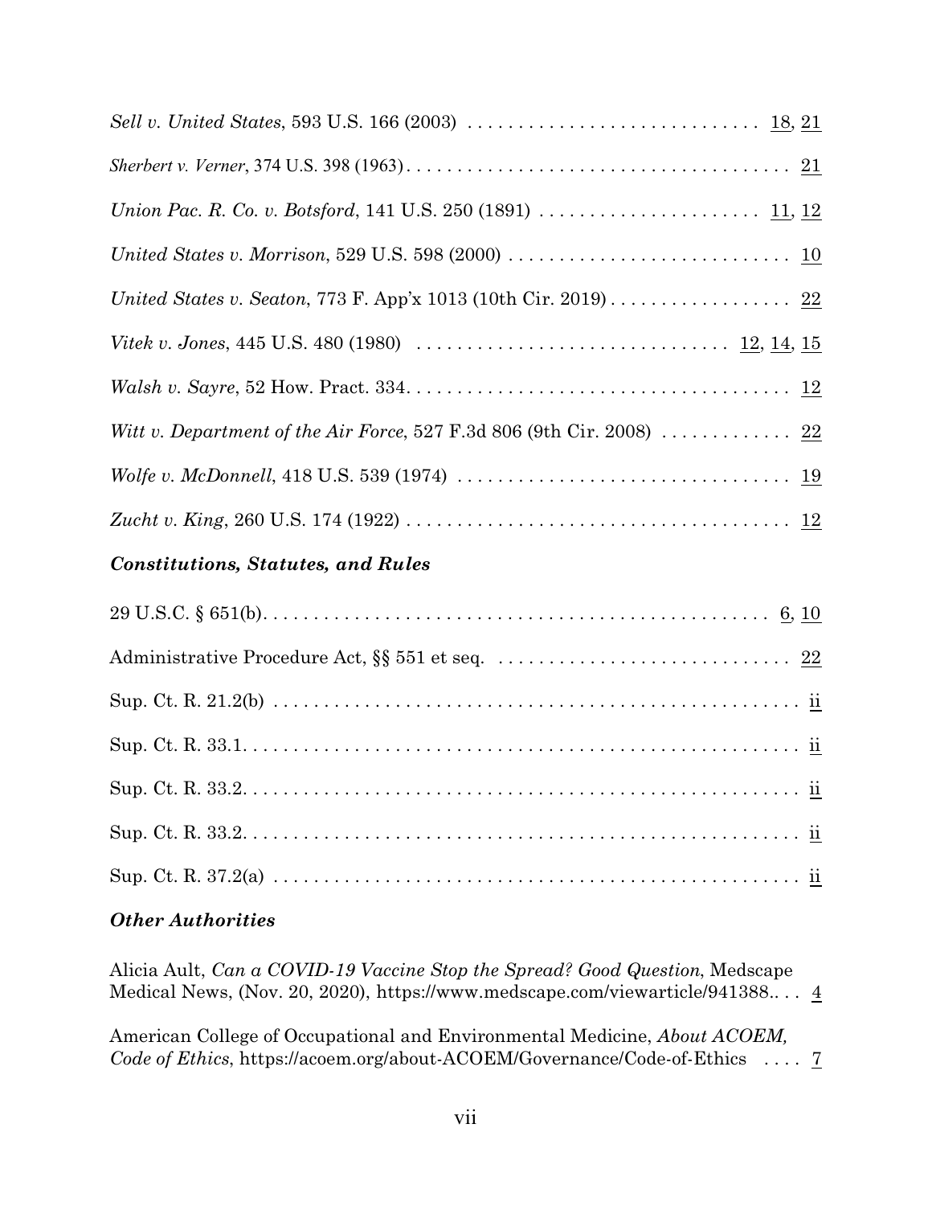*Sell v. United States*, 593 U.S. 166 (2003) . . . . . . . . . . . . . . . . . . . . . . . . . . . . . 18, 21

*Sherbert v. Verner*, 374 U.S. 398 (1963) . . . . . . . . . . . . . . . . . . . . . . . . . . . . . . . . . . . . . . 21

*Union Pac. R. Co. v. Botsford*, 141 U.S. 250 (1891) . . . . . . . . . . . . . . . . . . . . . . 11, 12

*United States v. Morrison*, 529 U.S. 598 (2000) . . . . . . . . . . . . . . . . . . . . . . . . . . . . 10

*United States v. Seaton*, 773 F. App'x 1013 (10th Cir. 2019) . . . . . . . . . . . . . . . . . . 22

*Vitek v. Jones*, 445 U.S. 480 (1980) . . . . . . . . . . . . . . . . . . . . . . . . . . . . . . 12, 14, 15

*Walsh v. Sayre*, 52 How. Pract. 334 . . . . . . . . . . . . . . . . . . . . . . . . . . . . . . . . . . . . . 12

*Witt v. Department of the Air Force*, 527 F.3d 806 (9th Cir. 2008) . . . . . . . . . . . . . 22

*Wolfe v. McDonnell*, 418 U.S. 539 (1974) . . . . . . . . . . . . . . . . . . . . . . . . . . . . . . . . . 19

*Zucht v. King*, 260 U.S. 174 (1922) . . . . . . . . . . . . . . . . . . . . . . . . . . . . . . . . . . . . . . 12

### *Constitutions, Statutes, and Rules*

29 U.S.C. § 651(b) . . . . . . . . . . . . . . . . . . . . . . . . . . . . . . . . . . . . . . . . . . . . . . . . . . 6, 10

Administrative Procedure Act, §§ 551 et seq. . . . . . . . . . . . . . . . . . . . . . . . . . . . . . 22

Sup. Ct. R. 21.2(b) . . . . . . . . . . . . . . . . . . . . . . . . . . . . . . . . . . . . . . . . . . . . . . . . . . . . ii

Sup. Ct. R. 33.1 . . . . . . . . . . . . . . . . . . . . . . . . . . . . . . . . . . . . . . . . . . . . . . . . . . . . . . . ii

Sup. Ct. R. 33.2 . . . . . . . . . . . . . . . . . . . . . . . . . . . . . . . . . . . . . . . . . . . . . . . . . . . . . . . ii

Sup. Ct. R. 33.2 . . . . . . . . . . . . . . . . . . . . . . . . . . . . . . . . . . . . . . . . . . . . . . . . . . . . . . . ii

Sup. Ct. R. 37.2(a) . . . . . . . . . . . . . . . . . . . . . . . . . . . . . . . . . . . . . . . . . . . . . . . . . . . . ii

### *Other Authorities*

Alicia Ault, *Can a COVID-19 Vaccine Stop the Spread? Good Question*, Medscape Medical News, (Nov. 20, 2020), https://www.medscape.com/viewarticle/941388. . . . 4

American College of Occupational and Environmental Medicine, *About ACOEM, Code of Ethics*, https://acoem.org/about-ACOEM/Governance/Code-of-Ethics . . . . 7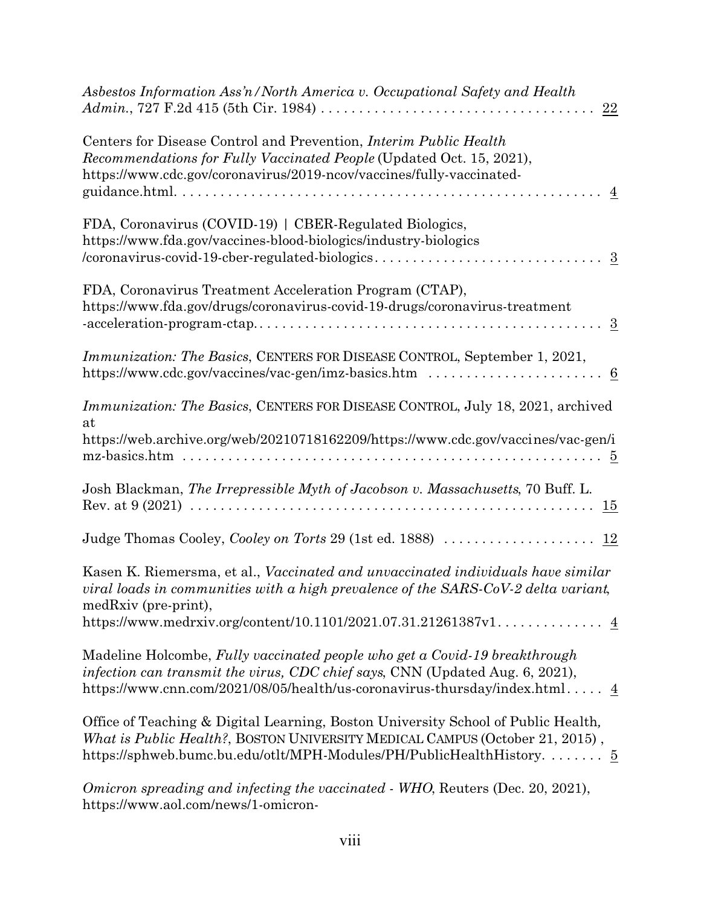*Asbestos Information Ass'n/North America v. Occupational Safety and Health Admin.*, 727 F.2d 415 (5th Cir. 1984) . . . . . . . . . . . . . . . . . . . . . . . . . . . . . . . . . . . . 22

Centers for Disease Control and Prevention, *Interim Public Health Recommendations for Fully Vaccinated People* (Updated Oct. 15, 2021), https://www.cdc.gov/coronavirus/2019-ncov/vaccines/fully-vaccinated-guidance.html. . . . . . . . . . . . . . . . . . . . . . . . . . . . . . . . . . . . . . . . . . . . . . . . . . . . . 4

FDA, Coronavirus (COVID-19) | CBER-Regulated Biologics, https://www.fda.gov/vaccines-blood-biologics/industry-biologics/coronavirus-covid-19-cber-regulated-biologics. . . . . . . . . . . . . . . . . . . . . . . . . . . . . . 3

FDA, Coronavirus Treatment Acceleration Program (CTAP), https://www.fda.gov/drugs/coronavirus-covid-19-drugs/coronavirus-treatment-acceleration-program-ctap. . . . . . . . . . . . . . . . . . . . . . . . . . . . . . . . . . . . . . . . . . . . . 3

*Immunization: The Basics*, CENTERS FOR DISEASE CONTROL, September 1, 2021, https://www.cdc.gov/vaccines/vac-gen/imz-basics.htm . . . . . . . . . . . . . . . . . . . . . . . 6

*Immunization: The Basics*, CENTERS FOR DISEASE CONTROL, July 18, 2021, archived at https://web.archive.org/web/20210718162209/https://www.cdc.gov/vaccines/vac-gen/imz-basics.htm . . . . . . . . . . . . . . . . . . . . . . . . . . . . . . . . . . . . . . . . . . . . . . . . . . . . . 5

Josh Blackman, *The Irrepressible Myth of Jacobson v. Massachusetts*, 70 Buff. L. Rev. at 9 (2021) . . . . . . . . . . . . . . . . . . . . . . . . . . . . . . . . . . . . . . . . . . . . . . . . . . . . 15

Judge Thomas Cooley, *Cooley on Torts* 29 (1st ed. 1888) . . . . . . . . . . . . . . . . . . . . 12

Kasen K. Riemersma, et al., *Vaccinated and unvaccinated individuals have similar viral loads in communities with a high prevalence of the SARS-CoV-2 delta variant*, medRxiv (pre-print), https://www.medrxiv.org/content/10.1101/2021.07.31.21261387v1. . . . . . . . . . . . . . 4

Madeline Holcombe, *Fully vaccinated people who get a Covid-19 breakthrough infection can transmit the virus, CDC chief says*, CNN (Updated Aug. 6, 2021), https://www.cnn.com/2021/08/05/health/us-coronavirus-thursday/index.html. . . . . 4

Office of Teaching & Digital Learning, Boston University School of Public Health, *What is Public Health?*, BOSTON UNIVERSITY MEDICAL CAMPUS (October 21, 2015) , https://sphweb.bumc.bu.edu/otlt/MPH-Modules/PH/PublicHealthHistory. . . . . . . . 5

*Omicron spreading and infecting the vaccinated - WHO*, Reuters (Dec. 20, 2021), https://www.aol.com/news/1-omicron-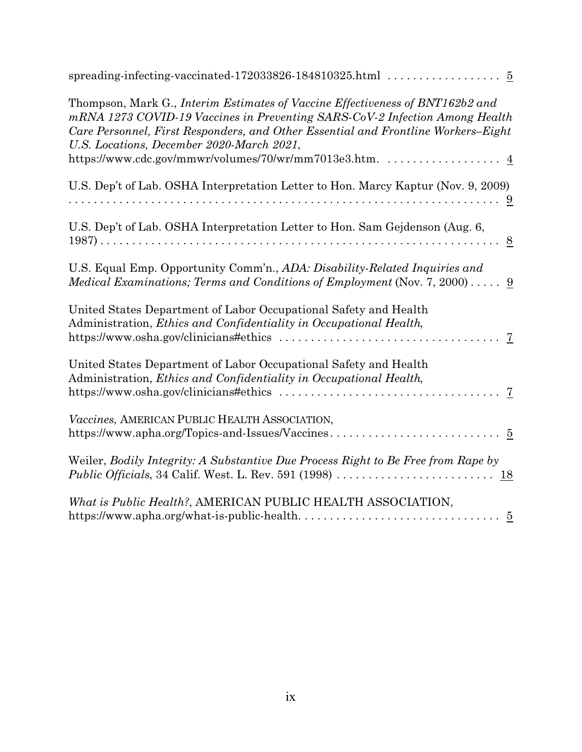spreading-infecting-vaccinated-172033826-184810325.html . . . . . . . . . . . . . . . . . . 5

Thompson, Mark G., *Interim Estimates of Vaccine Effectiveness of BNT162b2 and mRNA 1273 COVID-19 Vaccines in Preventing SARS-CoV-2 Infection Among Health Care Personnel, First Responders, and Other Essential and Frontline Workers–Eight U.S. Locations, December 2020-March 2021*, https://www.cdc.gov/mmwr/volumes/70/wr/mm7013e3.htm. . . . . . . . . . . . . . . . . . . 4

U.S. Dep't of Lab. OSHA Interpretation Letter to Hon. Marcy Kaptur (Nov. 9, 2009) . . . . . . . . . . . . . . . . . . . . . . . . . . . . . . . . . . . . . . . . . . . . . . . . . . . . . . . . . . . . . . 9

U.S. Dep't of Lab. OSHA Interpretation Letter to Hon. Sam Gejdenson (Aug. 6, 1987) . . . . . . . . . . . . . . . . . . . . . . . . . . . . . . . . . . . . . . . . . . . . . . . . . . . . . . . . . . . . . 8

U.S. Equal Emp. Opportunity Comm'n., *ADA: Disability-Related Inquiries and Medical Examinations; Terms and Conditions of Employment* (Nov. 7, 2000) . . . . . 9

United States Department of Labor Occupational Safety and Health Administration, *Ethics and Confidentiality in Occupational Health*, https://www.osha.gov/clinicians#ethics . . . . . . . . . . . . . . . . . . . . . . . . . . . . . . . . . . 7

United States Department of Labor Occupational Safety and Health Administration, *Ethics and Confidentiality in Occupational Health*, https://www.osha.gov/clinicians#ethics . . . . . . . . . . . . . . . . . . . . . . . . . . . . . . . . . . 7

*Vaccines*, AMERICAN PUBLIC HEALTH ASSOCIATION, https://www.apha.org/Topics-and-Issues/Vaccines . . . . . . . . . . . . . . . . . . . . . . . . . . . 5

Weiler, *Bodily Integrity: A Substantive Due Process Right to Be Free from Rape by Public Officials*, 34 Calif. West. L. Rev. 591 (1998) . . . . . . . . . . . . . . . . . . . . . . . . . 18

*What is Public Health?*, AMERICAN PUBLIC HEALTH ASSOCIATION, https://www.apha.org/what-is-public-health. . . . . . . . . . . . . . . . . . . . . . . . . . . . . . . . 5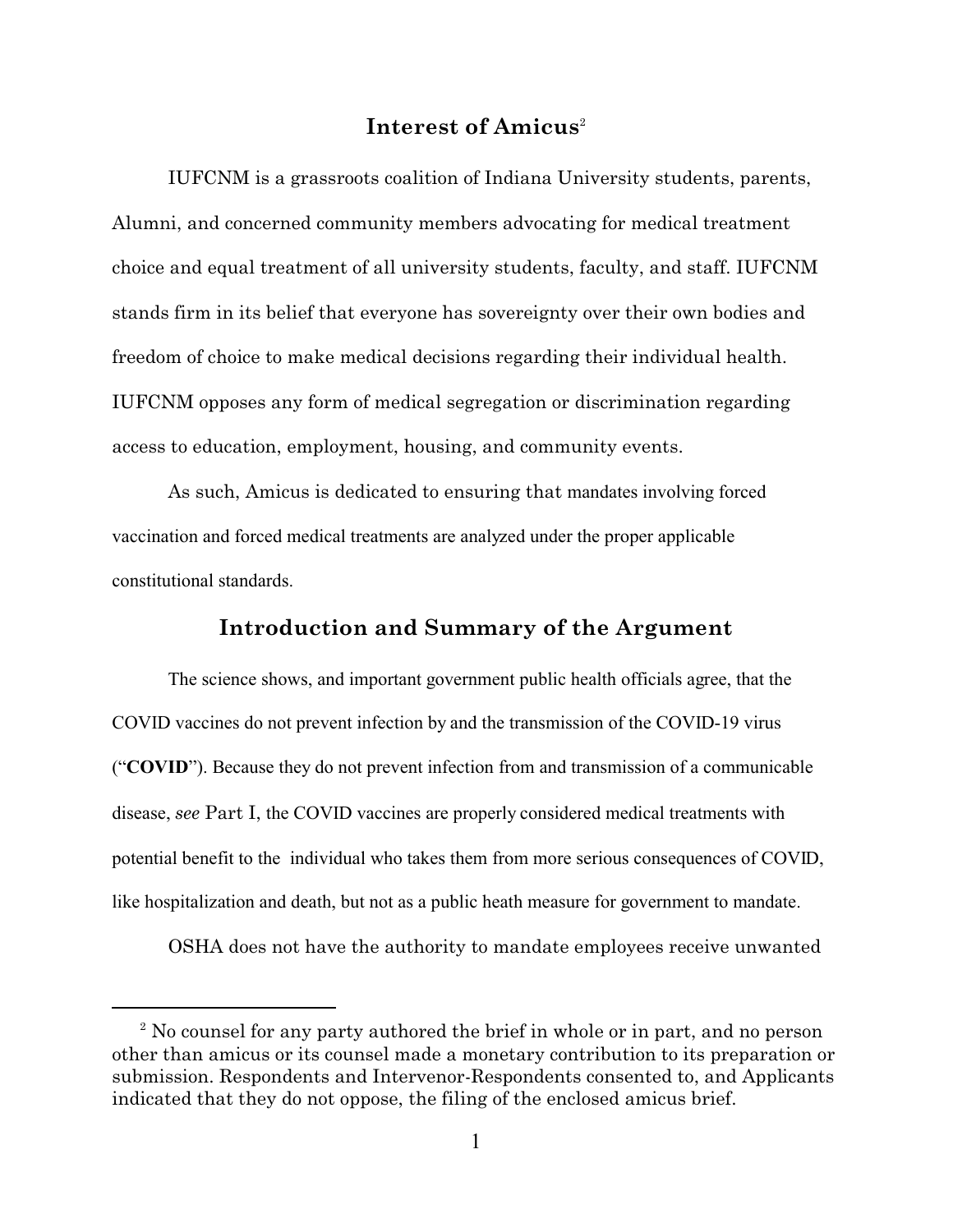## Interest of Amicus[2]

IUFCNM is a grassroots coalition of Indiana University students, parents, Alumni, and concerned community members advocating for medical treatment choice and equal treatment of all university students, faculty, and staff. IUFCNM stands firm in its belief that everyone has sovereignty over their own bodies and freedom of choice to make medical decisions regarding their individual health. IUFCNM opposes any form of medical segregation or discrimination regarding access to education, employment, housing, and community events.

As such, Amicus is dedicated to ensuring that mandates involving forced vaccination and forced medical treatments are analyzed under the proper applicable constitutional standards.

## Introduction and Summary of the Argument

The science shows, and important government public health officials agree, that the COVID vaccines do not prevent infection by and the transmission of the COVID-19 virus ("**COVID**"). Because they do not prevent infection from and transmission of a communicable disease, *see* Part I, the COVID vaccines are properly considered medical treatments with potential benefit to the individual who takes them from more serious consequences of COVID, like hospitalization and death, but not as a public heath measure for government to mandate.

OSHA does not have the authority to mandate employees receive unwanted

---

[2] No counsel for any party authored the brief in whole or in part, and no person other than amicus or its counsel made a monetary contribution to its preparation or submission. Respondents and Intervenor-Respondents consented to, and Applicants indicated that they do not oppose, the filing of the enclosed amicus brief.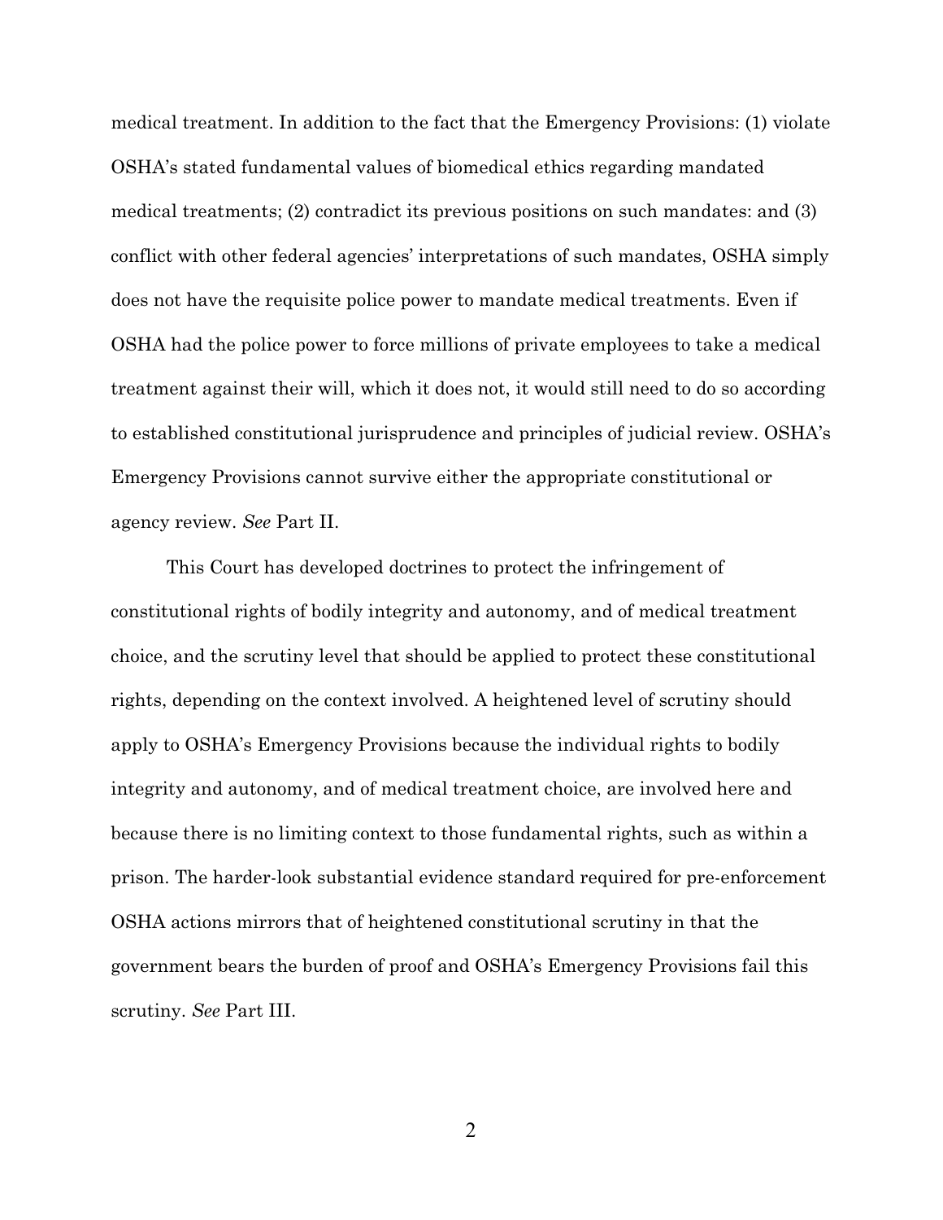medical treatment. In addition to the fact that the Emergency Provisions: (1) violate OSHA's stated fundamental values of biomedical ethics regarding mandated medical treatments; (2) contradict its previous positions on such mandates: and (3) conflict with other federal agencies' interpretations of such mandates, OSHA simply does not have the requisite police power to mandate medical treatments. Even if OSHA had the police power to force millions of private employees to take a medical treatment against their will, which it does not, it would still need to do so according to established constitutional jurisprudence and principles of judicial review. OSHA's Emergency Provisions cannot survive either the appropriate constitutional or agency review. *See* Part II.

This Court has developed doctrines to protect the infringement of constitutional rights of bodily integrity and autonomy, and of medical treatment choice, and the scrutiny level that should be applied to protect these constitutional rights, depending on the context involved. A heightened level of scrutiny should apply to OSHA's Emergency Provisions because the individual rights to bodily integrity and autonomy, and of medical treatment choice, are involved here and because there is no limiting context to those fundamental rights, such as within a prison. The harder-look substantial evidence standard required for pre-enforcement OSHA actions mirrors that of heightened constitutional scrutiny in that the government bears the burden of proof and OSHA's Emergency Provisions fail this scrutiny. *See* Part III.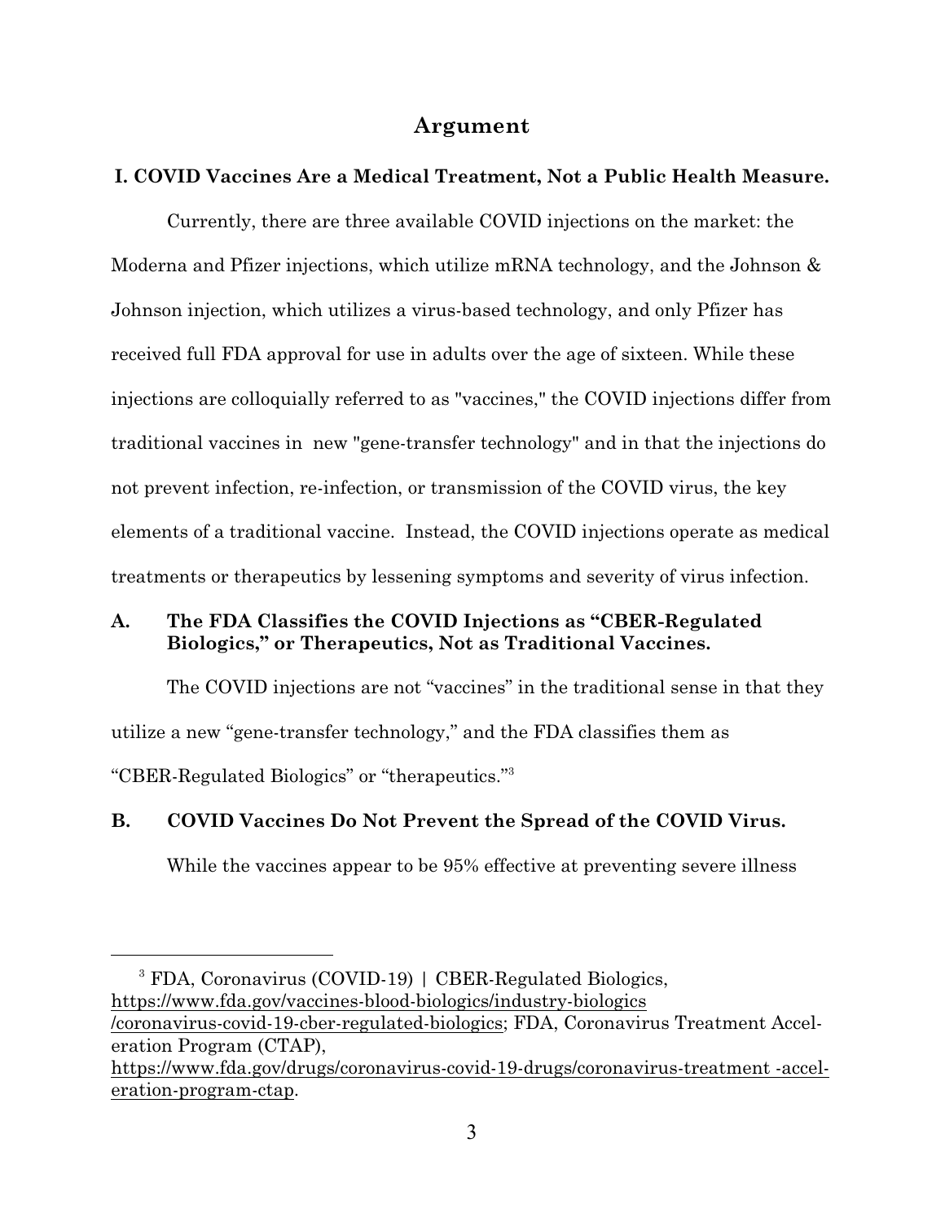## Argument

### I. COVID Vaccines Are a Medical Treatment, Not a Public Health Measure.

Currently, there are three available COVID injections on the market: the Moderna and Pfizer injections, which utilize mRNA technology, and the Johnson & Johnson injection, which utilizes a virus-based technology, and only Pfizer has received full FDA approval for use in adults over the age of sixteen. While these injections are colloquially referred to as "vaccines," the COVID injections differ from traditional vaccines in  new "gene-transfer technology" and in that the injections do not prevent infection, re-infection, or transmission of the COVID virus, the key elements of a traditional vaccine.  Instead, the COVID injections operate as medical treatments or therapeutics by lessening symptoms and severity of virus infection.

### A. The FDA Classifies the COVID Injections as "CBER-Regulated Biologics," or Therapeutics, Not as Traditional Vaccines.

The COVID injections are not "vaccines" in the traditional sense in that they utilize a new "gene-transfer technology," and the FDA classifies them as "CBER-Regulated Biologics" or "therapeutics."[3]

### B. COVID Vaccines Do Not Prevent the Spread of the COVID Virus.

While the vaccines appear to be 95% effective at preventing severe illness

---

[3] FDA, Coronavirus (COVID-19) | CBER-Regulated Biologics, https://www.fda.gov/vaccines-blood-biologics/industry-biologics/coronavirus-covid-19-cber-regulated-biologics; FDA, Coronavirus Treatment Acceleration Program (CTAP), https://www.fda.gov/drugs/coronavirus-covid-19-drugs/coronavirus-treatment -acceleration-program-ctap.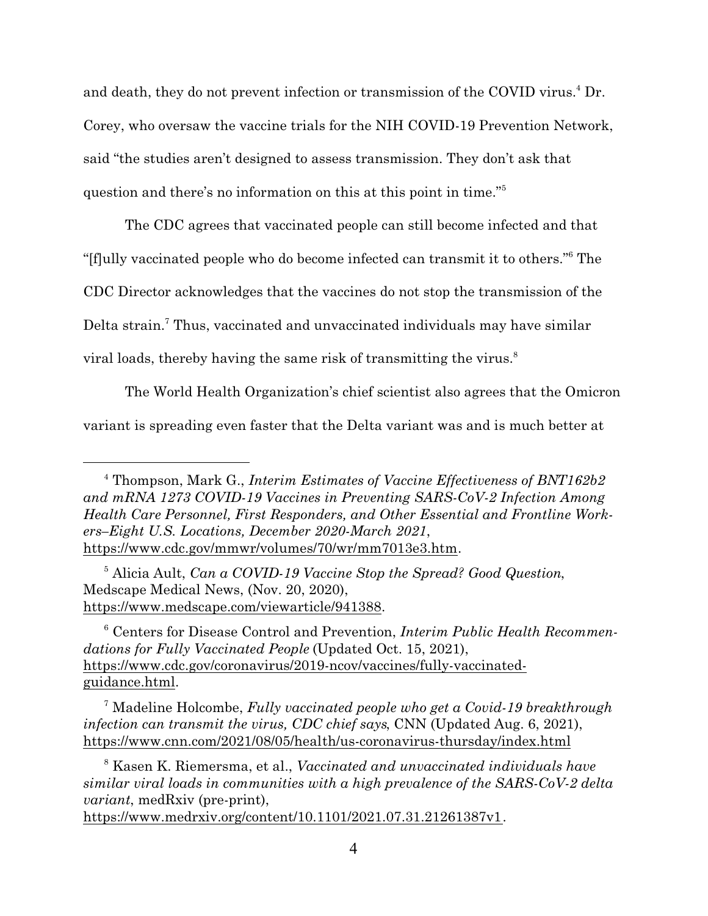and death, they do not prevent infection or transmission of the COVID virus.[4] Dr. Corey, who oversaw the vaccine trials for the NIH COVID-19 Prevention Network, said "the studies aren't designed to assess transmission. They don't ask that question and there's no information on this at this point in time."[5]

The CDC agrees that vaccinated people can still become infected and that "[f]ully vaccinated people who do become infected can transmit it to others."[6] The CDC Director acknowledges that the vaccines do not stop the transmission of the Delta strain.[7] Thus, vaccinated and unvaccinated individuals may have similar viral loads, thereby having the same risk of transmitting the virus.[8]

The World Health Organization's chief scientist also agrees that the Omicron variant is spreading even faster that the Delta variant was and is much better at

---

[4] Thompson, Mark G., *Interim Estimates of Vaccine Effectiveness of BNT162b2 and mRNA 1273 COVID-19 Vaccines in Preventing SARS-CoV-2 Infection Among Health Care Personnel, First Responders, and Other Essential and Frontline Workers–Eight U.S. Locations, December 2020-March 2021*, https://www.cdc.gov/mmwr/volumes/70/wr/mm7013e3.htm.

[5] Alicia Ault, *Can a COVID-19 Vaccine Stop the Spread? Good Question*, Medscape Medical News, (Nov. 20, 2020), https://www.medscape.com/viewarticle/941388.

[6] Centers for Disease Control and Prevention, *Interim Public Health Recommendations for Fully Vaccinated People* (Updated Oct. 15, 2021), https://www.cdc.gov/coronavirus/2019-ncov/vaccines/fully-vaccinated-guidance.html.

[7] Madeline Holcombe, *Fully vaccinated people who get a Covid-19 breakthrough infection can transmit the virus, CDC chief says*, CNN (Updated Aug. 6, 2021), https://www.cnn.com/2021/08/05/health/us-coronavirus-thursday/index.html

[8] Kasen K. Riemersma, et al., *Vaccinated and unvaccinated individuals have similar viral loads in communities with a high prevalence of the SARS-CoV-2 delta variant*, medRxiv (pre-print), https://www.medrxiv.org/content/10.1101/2021.07.31.21261387v1.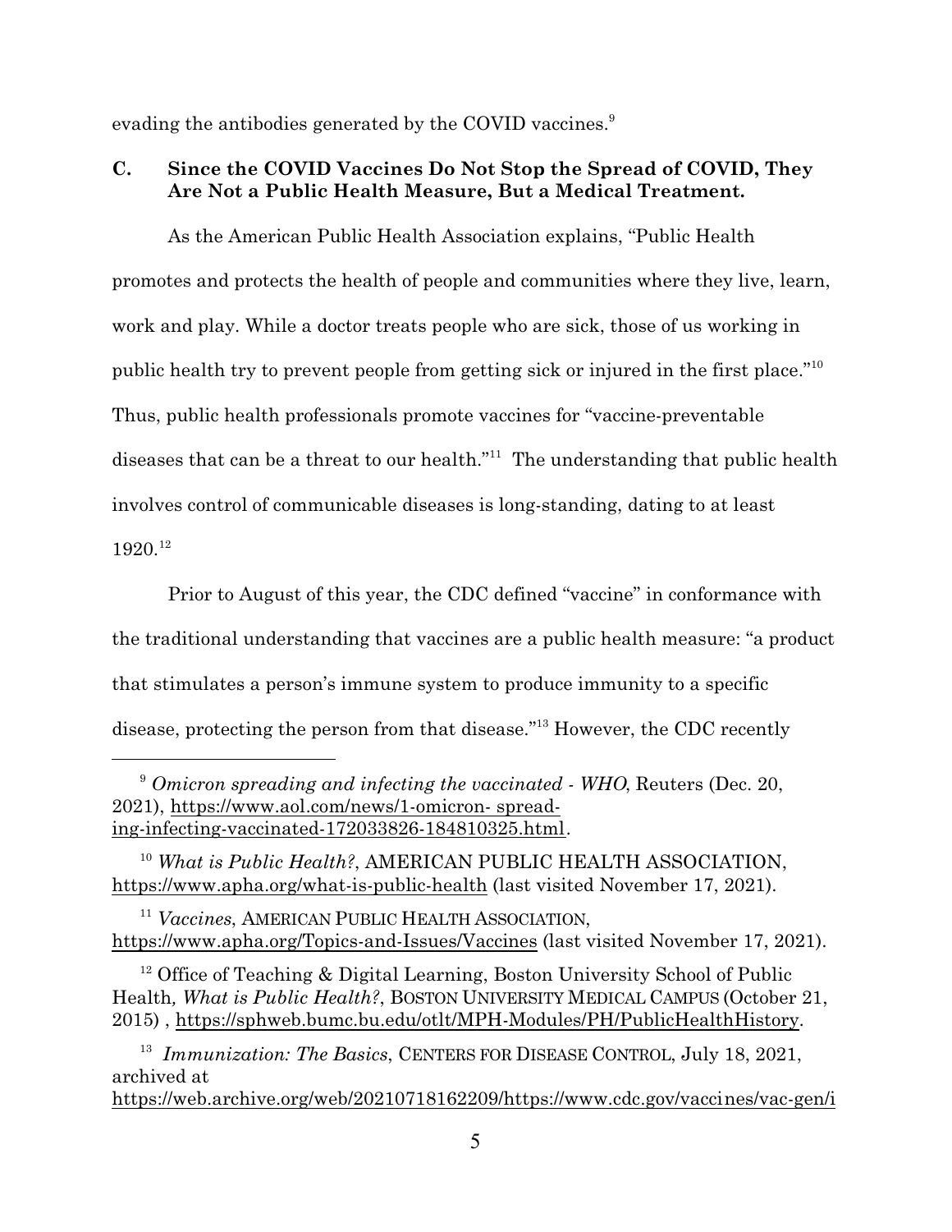evading the antibodies generated by the COVID vaccines.[9]

### C. Since the COVID Vaccines Do Not Stop the Spread of COVID, They Are Not a Public Health Measure, But a Medical Treatment.

As the American Public Health Association explains, "Public Health promotes and protects the health of people and communities where they live, learn, work and play. While a doctor treats people who are sick, those of us working in public health try to prevent people from getting sick or injured in the first place."[10] Thus, public health professionals promote vaccines for "vaccine-preventable diseases that can be a threat to our health."[11] The understanding that public health involves control of communicable diseases is long-standing, dating to at least 1920.[12]

Prior to August of this year, the CDC defined "vaccine" in conformance with the traditional understanding that vaccines are a public health measure: "a product that stimulates a person's immune system to produce immunity to a specific disease, protecting the person from that disease."[13] However, the CDC recently

---

[9] *Omicron spreading and infecting the vaccinated - WHO*, Reuters (Dec. 20, 2021), https://www.aol.com/news/1-omicron- spreading-infecting-vaccinated-172033826-184810325.html.

[10] *What is Public Health?*, AMERICAN PUBLIC HEALTH ASSOCIATION, https://www.apha.org/what-is-public-health (last visited November 17, 2021).

[11] *Vaccines*, AMERICAN PUBLIC HEALTH ASSOCIATION, https://www.apha.org/Topics-and-Issues/Vaccines (last visited November 17, 2021).

[12] Office of Teaching & Digital Learning, Boston University School of Public Health*, What is Public Health?*, BOSTON UNIVERSITY MEDICAL CAMPUS (October 21, 2015) , https://sphweb.bumc.bu.edu/otlt/MPH-Modules/PH/PublicHealthHistory.

[13] *Immunization: The Basics*, CENTERS FOR DISEASE CONTROL, July 18, 2021, archived at https://web.archive.org/web/20210718162209/https://www.cdc.gov/vaccines/vac-gen/i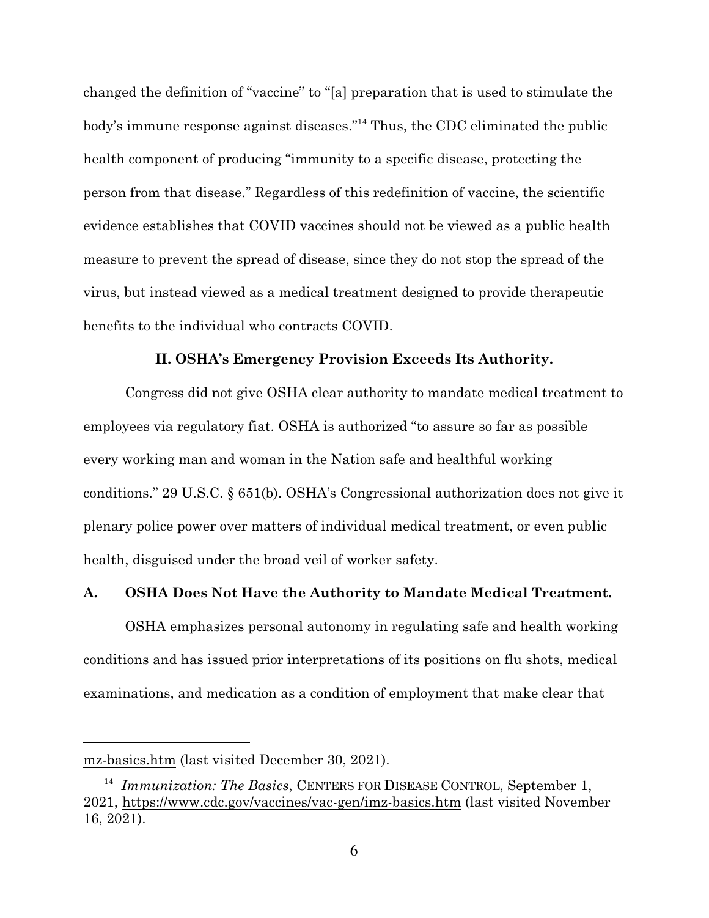changed the definition of "vaccine" to "[a] preparation that is used to stimulate the body's immune response against diseases."[14] Thus, the CDC eliminated the public health component of producing "immunity to a specific disease, protecting the person from that disease." Regardless of this redefinition of vaccine, the scientific evidence establishes that COVID vaccines should not be viewed as a public health measure to prevent the spread of disease, since they do not stop the spread of the virus, but instead viewed as a medical treatment designed to provide therapeutic benefits to the individual who contracts COVID.

## II. OSHA's Emergency Provision Exceeds Its Authority.

Congress did not give OSHA clear authority to mandate medical treatment to employees via regulatory fiat. OSHA is authorized "to assure so far as possible every working man and woman in the Nation safe and healthful working conditions." 29 U.S.C. § 651(b). OSHA's Congressional authorization does not give it plenary police power over matters of individual medical treatment, or even public health, disguised under the broad veil of worker safety.

### A. OSHA Does Not Have the Authority to Mandate Medical Treatment.

OSHA emphasizes personal autonomy in regulating safe and health working conditions and has issued prior interpretations of its positions on flu shots, medical examinations, and medication as a condition of employment that make clear that

---

mz-basics.htm (last visited December 30, 2021).

[14] *Immunization: The Basics*, CENTERS FOR DISEASE CONTROL, September 1, 2021, https://www.cdc.gov/vaccines/vac-gen/imz-basics.htm (last visited November 16, 2021).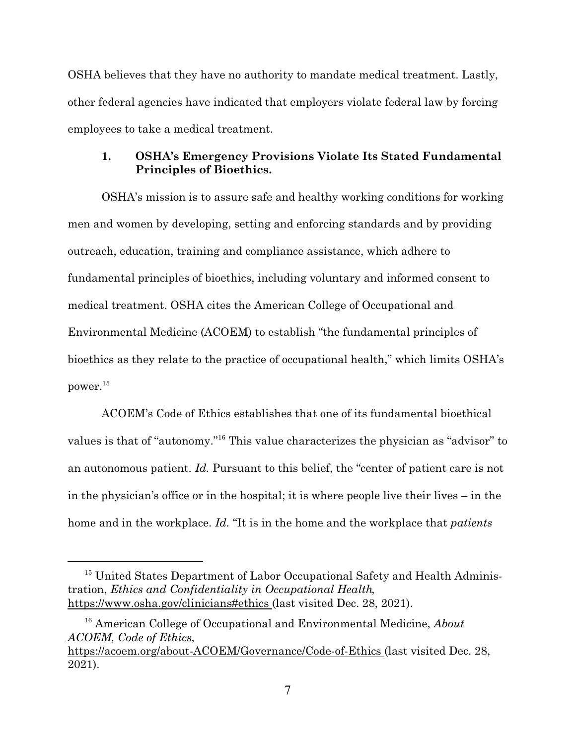OSHA believes that they have no authority to mandate medical treatment. Lastly, other federal agencies have indicated that employers violate federal law by forcing employees to take a medical treatment.

### 1. OSHA's Emergency Provisions Violate Its Stated Fundamental Principles of Bioethics.

OSHA's mission is to assure safe and healthy working conditions for working men and women by developing, setting and enforcing standards and by providing outreach, education, training and compliance assistance, which adhere to fundamental principles of bioethics, including voluntary and informed consent to medical treatment. OSHA cites the American College of Occupational and Environmental Medicine (ACOEM) to establish "the fundamental principles of bioethics as they relate to the practice of occupational health," which limits OSHA's power.[15]

ACOEM's Code of Ethics establishes that one of its fundamental bioethical values is that of "autonomy."[16] This value characterizes the physician as "advisor" to an autonomous patient. *Id.* Pursuant to this belief, the "center of patient care is not in the physician's office or in the hospital; it is where people live their lives – in the home and in the workplace. *Id.* "It is in the home and the workplace that *patients*

---

[15] United States Department of Labor Occupational Safety and Health Administration, *Ethics and Confidentiality in Occupational Health*, https://www.osha.gov/clinicians#ethics (last visited Dec. 28, 2021).

[16] American College of Occupational and Environmental Medicine, *About ACOEM, Code of Ethics*, https://acoem.org/about-ACOEM/Governance/Code-of-Ethics (last visited Dec. 28, 2021).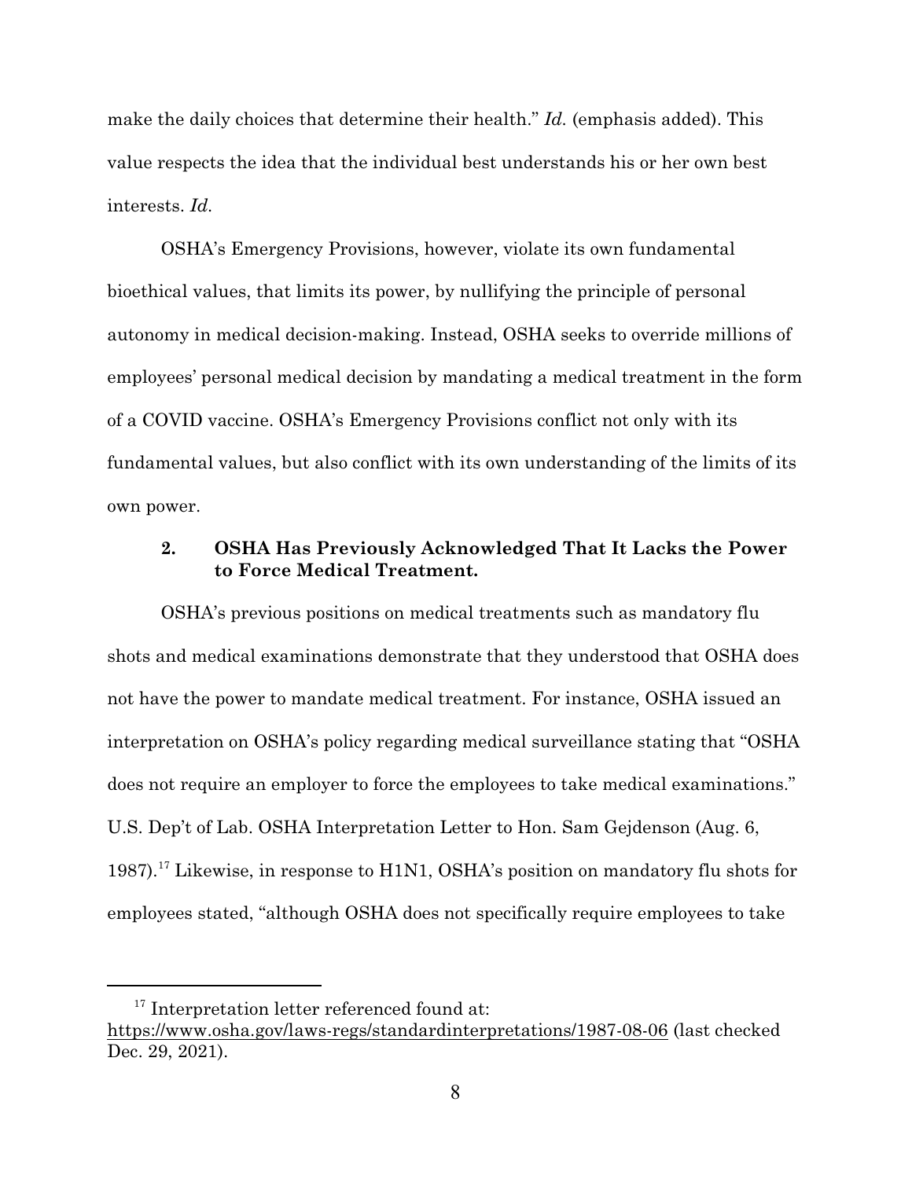make the daily choices that determine their health." *Id.* (emphasis added). This value respects the idea that the individual best understands his or her own best interests. *Id.*

OSHA's Emergency Provisions, however, violate its own fundamental bioethical values, that limits its power, by nullifying the principle of personal autonomy in medical decision-making. Instead, OSHA seeks to override millions of employees' personal medical decision by mandating a medical treatment in the form of a COVID vaccine. OSHA's Emergency Provisions conflict not only with its fundamental values, but also conflict with its own understanding of the limits of its own power.

### 2. OSHA Has Previously Acknowledged That It Lacks the Power to Force Medical Treatment.

OSHA's previous positions on medical treatments such as mandatory flu shots and medical examinations demonstrate that they understood that OSHA does not have the power to mandate medical treatment. For instance, OSHA issued an interpretation on OSHA's policy regarding medical surveillance stating that "OSHA does not require an employer to force the employees to take medical examinations." U.S. Dep't of Lab. OSHA Interpretation Letter to Hon. Sam Gejdenson (Aug. 6, 1987).[17] Likewise, in response to H1N1, OSHA's position on mandatory flu shots for employees stated, "although OSHA does not specifically require employees to take

---

[17] Interpretation letter referenced found at: https://www.osha.gov/laws-regs/standardinterpretations/1987-08-06 (last checked Dec. 29, 2021).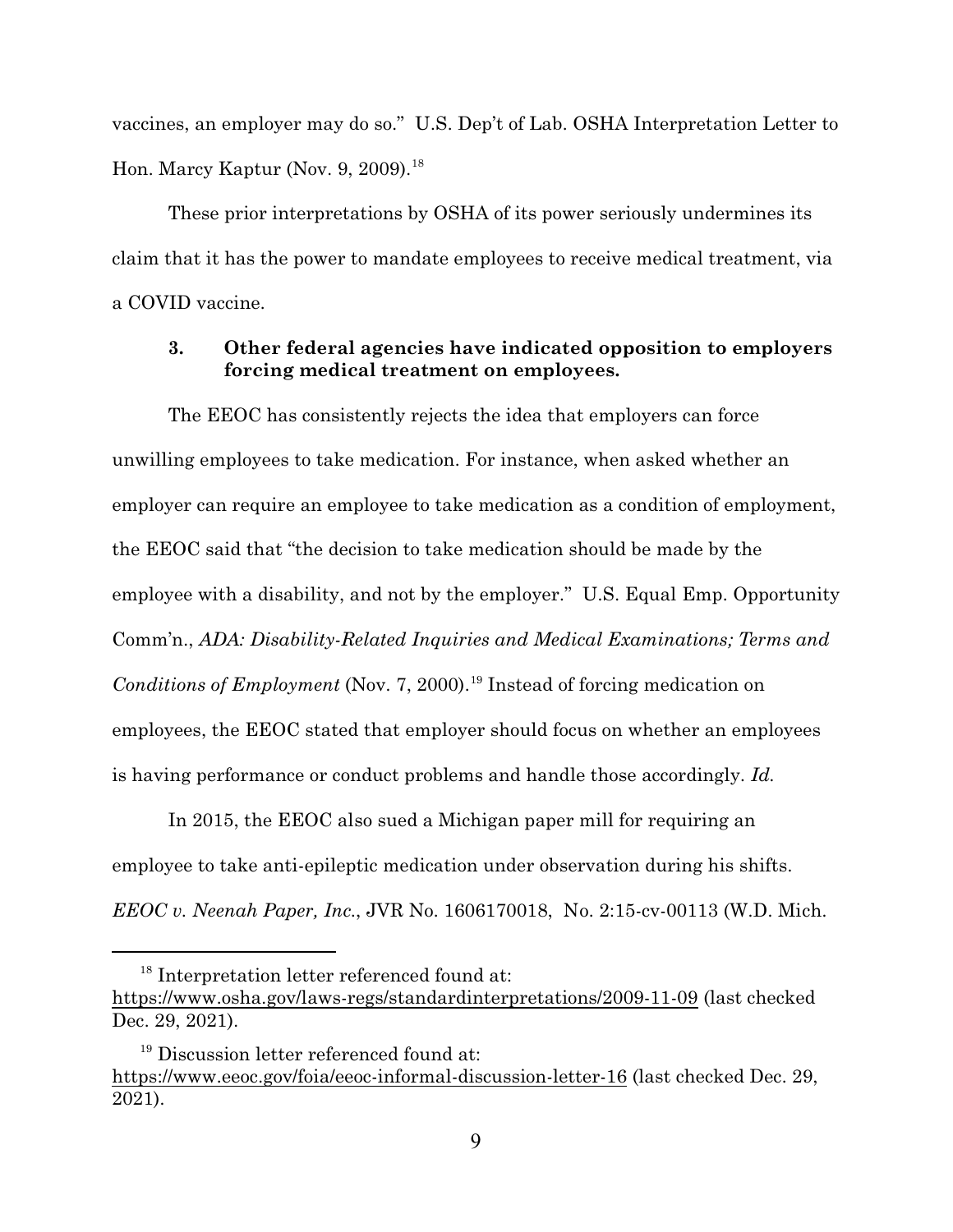vaccines, an employer may do so." U.S. Dep't of Lab. OSHA Interpretation Letter to Hon. Marcy Kaptur (Nov. 9, 2009).[18]

These prior interpretations by OSHA of its power seriously undermines its claim that it has the power to mandate employees to receive medical treatment, via a COVID vaccine.

### 3. Other federal agencies have indicated opposition to employers forcing medical treatment on employees.

The EEOC has consistently rejects the idea that employers can force unwilling employees to take medication. For instance, when asked whether an employer can require an employee to take medication as a condition of employment, the EEOC said that "the decision to take medication should be made by the employee with a disability, and not by the employer." U.S. Equal Emp. Opportunity Comm'n., *ADA: Disability-Related Inquiries and Medical Examinations; Terms and Conditions of Employment* (Nov. 7, 2000).[19] Instead of forcing medication on employees, the EEOC stated that employer should focus on whether an employees is having performance or conduct problems and handle those accordingly. *Id.*

In 2015, the EEOC also sued a Michigan paper mill for requiring an employee to take anti-epileptic medication under observation during his shifts. *EEOC v. Neenah Paper, Inc.*, JVR No. 1606170018, No. 2:15-cv-00113 (W.D. Mich.

---

[18] Interpretation letter referenced found at: https://www.osha.gov/laws-regs/standardinterpretations/2009-11-09 (last checked Dec. 29, 2021).

[19] Discussion letter referenced found at: https://www.eeoc.gov/foia/eeoc-informal-discussion-letter-16 (last checked Dec. 29, 2021).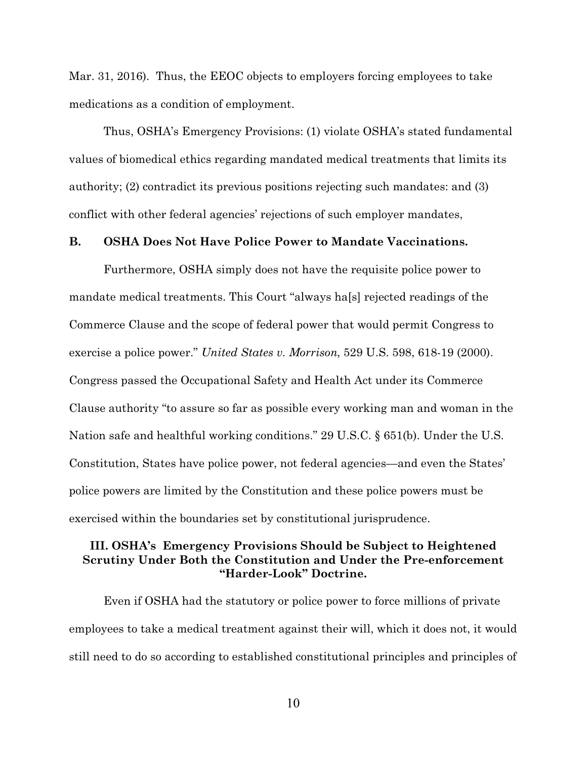Mar. 31, 2016). Thus, the EEOC objects to employers forcing employees to take medications as a condition of employment.

Thus, OSHA's Emergency Provisions: (1) violate OSHA's stated fundamental values of biomedical ethics regarding mandated medical treatments that limits its authority; (2) contradict its previous positions rejecting such mandates: and (3) conflict with other federal agencies' rejections of such employer mandates,

### B. OSHA Does Not Have Police Power to Mandate Vaccinations.

Furthermore, OSHA simply does not have the requisite police power to mandate medical treatments. This Court "always ha[s] rejected readings of the Commerce Clause and the scope of federal power that would permit Congress to exercise a police power." *United States v. Morrison*, 529 U.S. 598, 618-19 (2000). Congress passed the Occupational Safety and Health Act under its Commerce Clause authority "to assure so far as possible every working man and woman in the Nation safe and healthful working conditions." 29 U.S.C. § 651(b). Under the U.S. Constitution, States have police power, not federal agencies—and even the States' police powers are limited by the Constitution and these police powers must be exercised within the boundaries set by constitutional jurisprudence.

## III. OSHA's Emergency Provisions Should be Subject to Heightened Scrutiny Under Both the Constitution and Under the Pre-enforcement "Harder-Look" Doctrine.

Even if OSHA had the statutory or police power to force millions of private employees to take a medical treatment against their will, which it does not, it would still need to do so according to established constitutional principles and principles of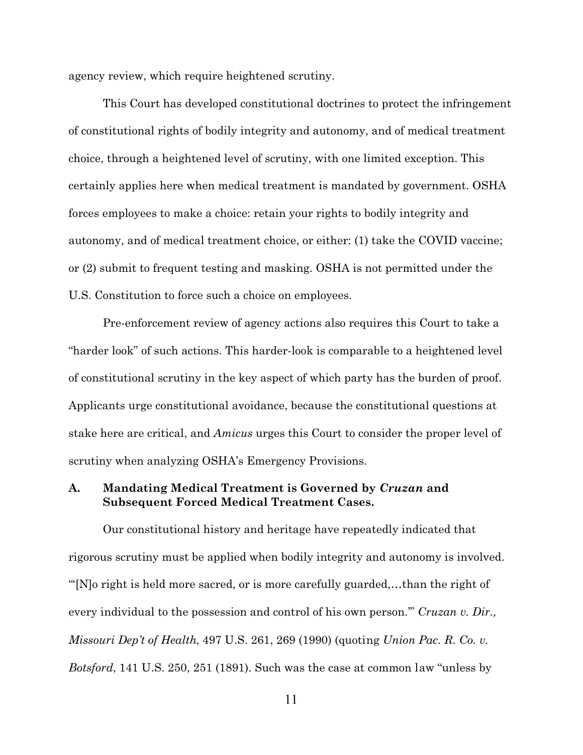agency review, which require heightened scrutiny.

This Court has developed constitutional doctrines to protect the infringement of constitutional rights of bodily integrity and autonomy, and of medical treatment choice, through a heightened level of scrutiny, with one limited exception. This certainly applies here when medical treatment is mandated by government. OSHA forces employees to make a choice: retain your rights to bodily integrity and autonomy, and of medical treatment choice, or either: (1) take the COVID vaccine; or (2) submit to frequent testing and masking. OSHA is not permitted under the U.S. Constitution to force such a choice on employees.

Pre-enforcement review of agency actions also requires this Court to take a "harder look" of such actions. This harder-look is comparable to a heightened level of constitutional scrutiny in the key aspect of which party has the burden of proof. Applicants urge constitutional avoidance, because the constitutional questions at stake here are critical, and *Amicus* urges this Court to consider the proper level of scrutiny when analyzing OSHA's Emergency Provisions.

### A. Mandating Medical Treatment is Governed by *Cruzan* and Subsequent Forced Medical Treatment Cases.

Our constitutional history and heritage have repeatedly indicated that rigorous scrutiny must be applied when bodily integrity and autonomy is involved. "'[N]o right is held more sacred, or is more carefully guarded,…than the right of every individual to the possession and control of his own person.'" *Cruzan v. Dir., Missouri Dep't of Health*, 497 U.S. 261, 269 (1990) (quoting *Union Pac. R. Co. v. Botsford*, 141 U.S. 250, 251 (1891). Such was the case at common law "unless by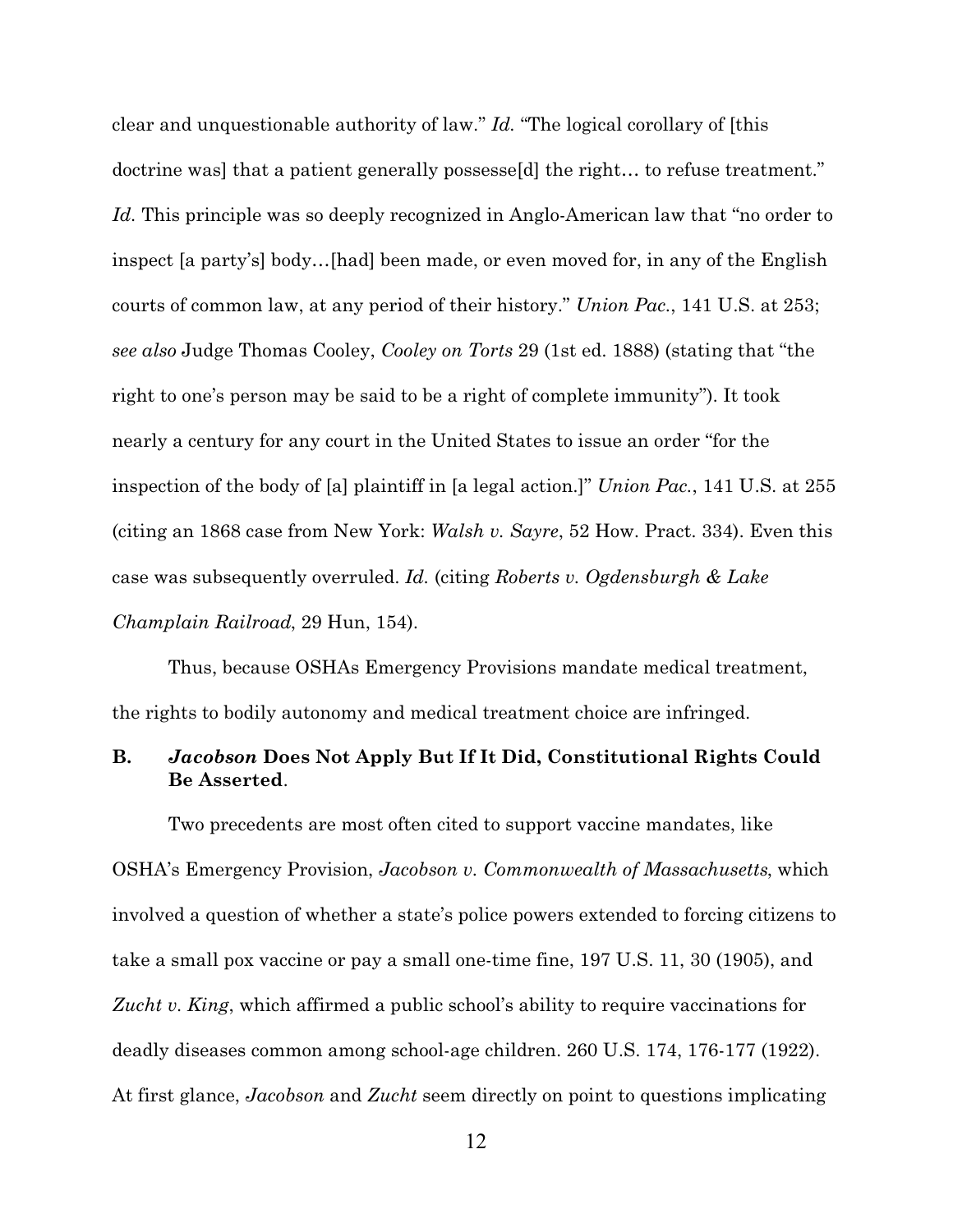clear and unquestionable authority of law." *Id.* "The logical corollary of [this doctrine was] that a patient generally possesse[d] the right… to refuse treatment." *Id.* This principle was so deeply recognized in Anglo-American law that "no order to inspect [a party's] body…[had] been made, or even moved for, in any of the English courts of common law, at any period of their history." *Union Pac.*, 141 U.S. at 253; *see also* Judge Thomas Cooley, *Cooley on Torts* 29 (1st ed. 1888) (stating that "the right to one's person may be said to be a right of complete immunity"). It took nearly a century for any court in the United States to issue an order "for the inspection of the body of [a] plaintiff in [a legal action.]" *Union Pac.*, 141 U.S. at 255 (citing an 1868 case from New York: *Walsh v. Sayre*, 52 How. Pract. 334). Even this case was subsequently overruled. *Id.* (citing *Roberts v. Ogdensburgh & Lake Champlain Railroad*, 29 Hun, 154).

Thus, because OSHAs Emergency Provisions mandate medical treatment, the rights to bodily autonomy and medical treatment choice are infringed.

### B. *Jacobson* Does Not Apply But If It Did, Constitutional Rights Could Be Asserted.

Two precedents are most often cited to support vaccine mandates, like OSHA's Emergency Provision, *Jacobson v. Commonwealth of Massachusetts*, which involved a question of whether a state's police powers extended to forcing citizens to take a small pox vaccine or pay a small one-time fine, 197 U.S. 11, 30 (1905), and *Zucht v. King*, which affirmed a public school's ability to require vaccinations for deadly diseases common among school-age children. 260 U.S. 174, 176-177 (1922). At first glance, *Jacobson* and *Zucht* seem directly on point to questions implicating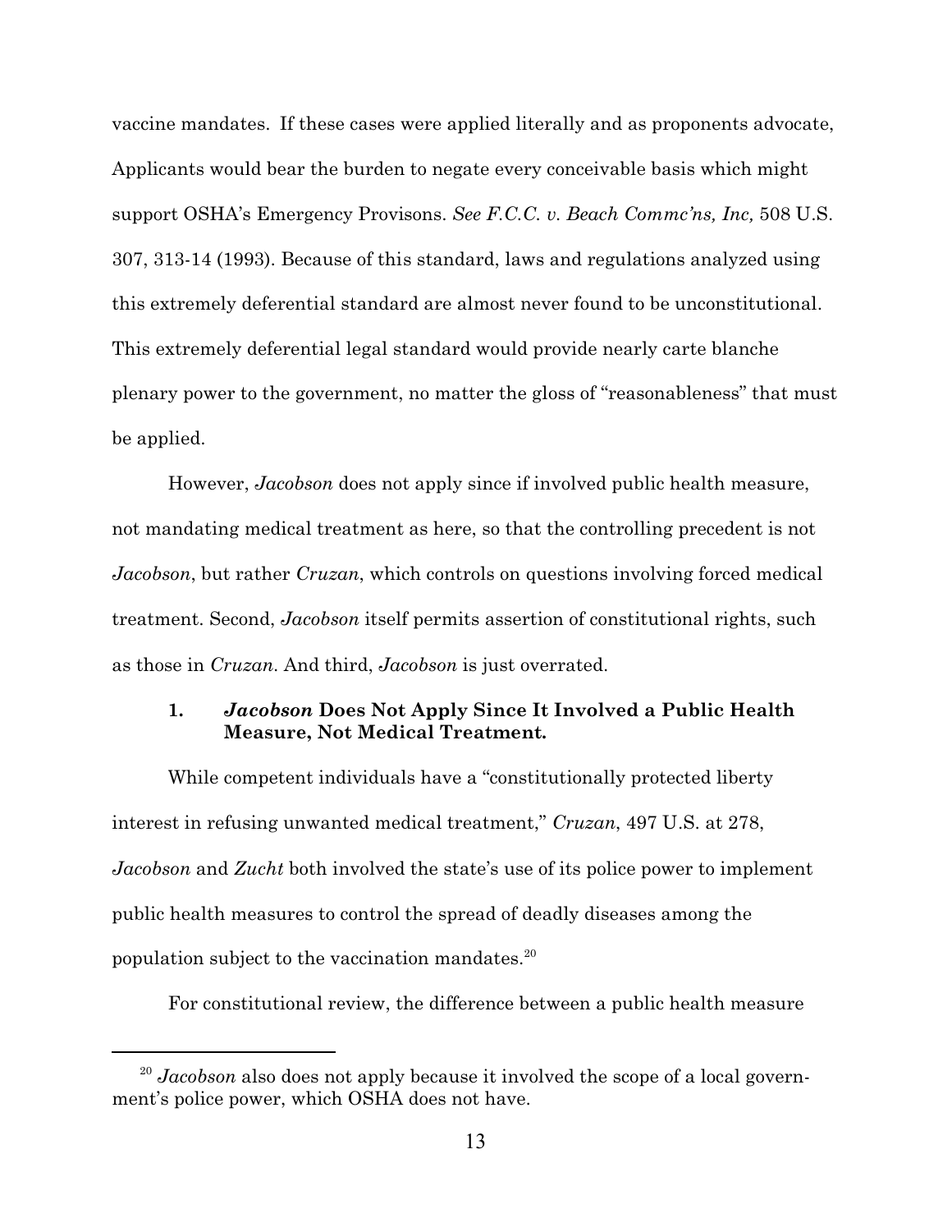vaccine mandates. If these cases were applied literally and as proponents advocate, Applicants would bear the burden to negate every conceivable basis which might support OSHA's Emergency Provisons. *See F.C.C. v. Beach Commc'ns, Inc,* 508 U.S. 307, 313-14 (1993). Because of this standard, laws and regulations analyzed using this extremely deferential standard are almost never found to be unconstitutional. This extremely deferential legal standard would provide nearly carte blanche plenary power to the government, no matter the gloss of "reasonableness" that must be applied.

However, *Jacobson* does not apply since if involved public health measure, not mandating medical treatment as here, so that the controlling precedent is not *Jacobson*, but rather *Cruzan*, which controls on questions involving forced medical treatment. Second, *Jacobson* itself permits assertion of constitutional rights, such as those in *Cruzan*. And third, *Jacobson* is just overrated.

### 1. *Jacobson* Does Not Apply Since It Involved a Public Health Measure, Not Medical Treatment.

While competent individuals have a "constitutionally protected liberty interest in refusing unwanted medical treatment," *Cruzan*, 497 U.S. at 278, *Jacobson* and *Zucht* both involved the state's use of its police power to implement public health measures to control the spread of deadly diseases among the population subject to the vaccination mandates.[20]

For constitutional review, the difference between a public health measure

[20] *Jacobson* also does not apply because it involved the scope of a local government's police power, which OSHA does not have.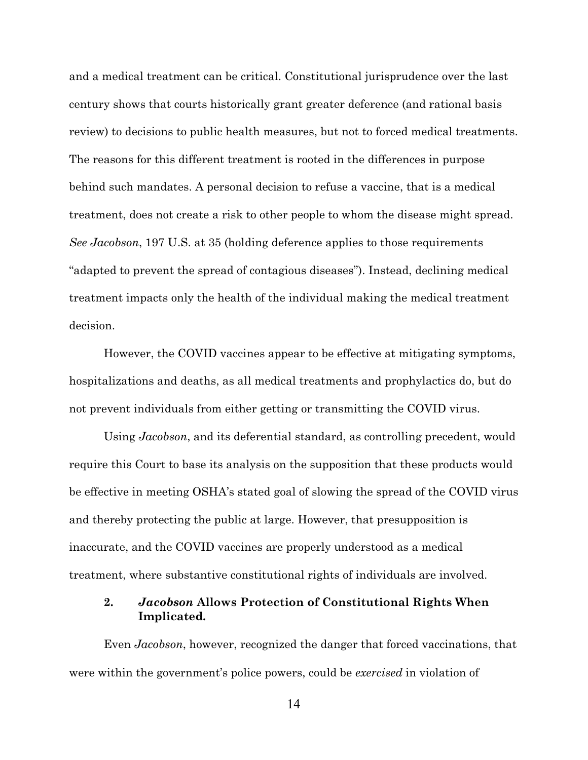and a medical treatment can be critical. Constitutional jurisprudence over the last century shows that courts historically grant greater deference (and rational basis review) to decisions to public health measures, but not to forced medical treatments. The reasons for this different treatment is rooted in the differences in purpose behind such mandates. A personal decision to refuse a vaccine, that is a medical treatment, does not create a risk to other people to whom the disease might spread. *See Jacobson*, 197 U.S. at 35 (holding deference applies to those requirements "adapted to prevent the spread of contagious diseases"). Instead, declining medical treatment impacts only the health of the individual making the medical treatment decision.

However, the COVID vaccines appear to be effective at mitigating symptoms, hospitalizations and deaths, as all medical treatments and prophylactics do, but do not prevent individuals from either getting or transmitting the COVID virus.

Using *Jacobson*, and its deferential standard, as controlling precedent, would require this Court to base its analysis on the supposition that these products would be effective in meeting OSHA's stated goal of slowing the spread of the COVID virus and thereby protecting the public at large. However, that presupposition is inaccurate, and the COVID vaccines are properly understood as a medical treatment, where substantive constitutional rights of individuals are involved.

### 2. *Jacobson* Allows Protection of Constitutional Rights When Implicated.

Even *Jacobson*, however, recognized the danger that forced vaccinations, that were within the government's police powers, could be *exercised* in violation of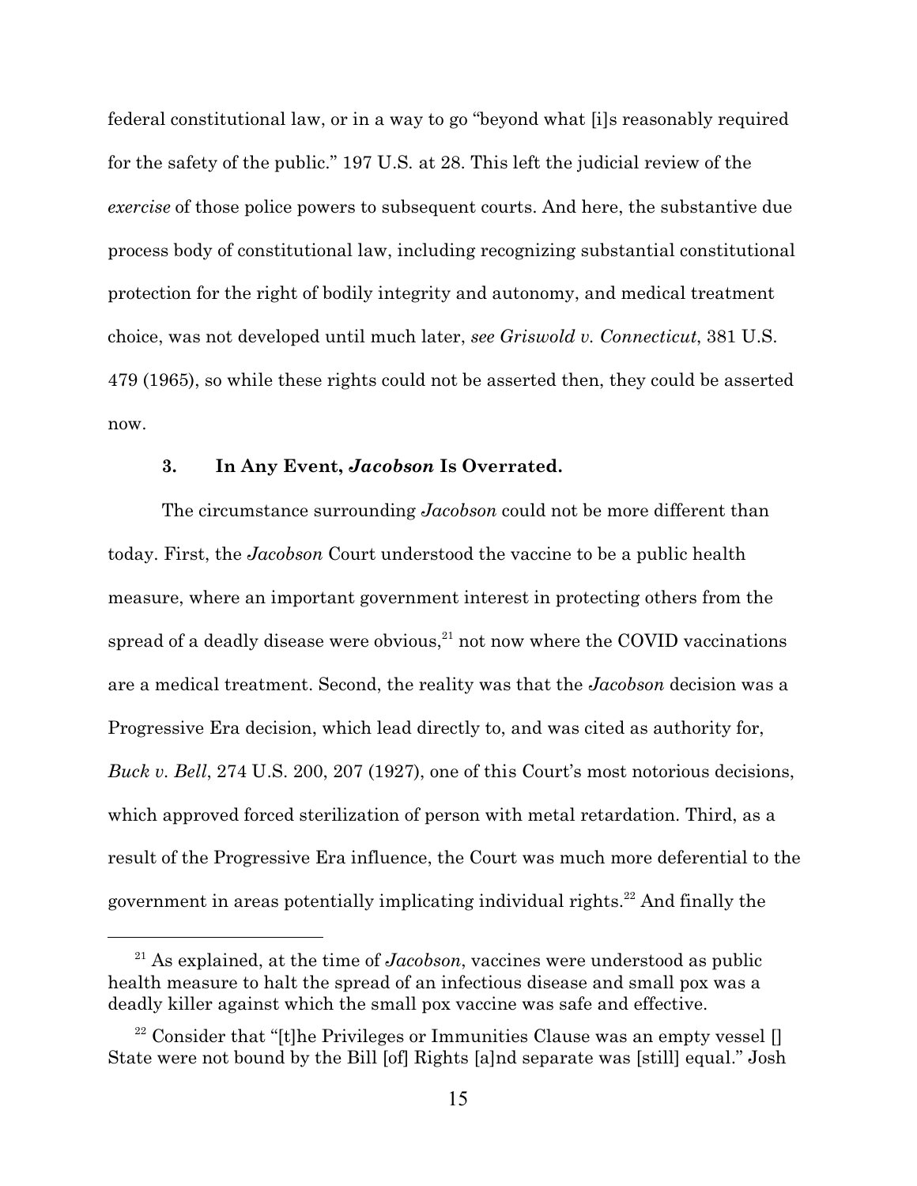federal constitutional law, or in a way to go "beyond what [i]s reasonably required for the safety of the public." 197 U.S. at 28. This left the judicial review of the *exercise* of those police powers to subsequent courts. And here, the substantive due process body of constitutional law, including recognizing substantial constitutional protection for the right of bodily integrity and autonomy, and medical treatment choice, was not developed until much later, *see Griswold v. Connecticut*, 381 U.S. 479 (1965), so while these rights could not be asserted then, they could be asserted now.

### 3. In Any Event, *Jacobson* Is Overrated.

The circumstance surrounding *Jacobson* could not be more different than today. First, the *Jacobson* Court understood the vaccine to be a public health measure, where an important government interest in protecting others from the spread of a deadly disease were obvious,[21] not now where the COVID vaccinations are a medical treatment. Second, the reality was that the *Jacobson* decision was a Progressive Era decision, which lead directly to, and was cited as authority for, *Buck v. Bell*, 274 U.S. 200, 207 (1927), one of this Court's most notorious decisions, which approved forced sterilization of person with metal retardation. Third, as a result of the Progressive Era influence, the Court was much more deferential to the government in areas potentially implicating individual rights.[22] And finally the

---

[21] As explained, at the time of *Jacobson*, vaccines were understood as public health measure to halt the spread of an infectious disease and small pox was a deadly killer against which the small pox vaccine was safe and effective.

[22] Consider that "[t]he Privileges or Immunities Clause was an empty vessel [] State were not bound by the Bill [of] Rights [a]nd separate was [still] equal." Josh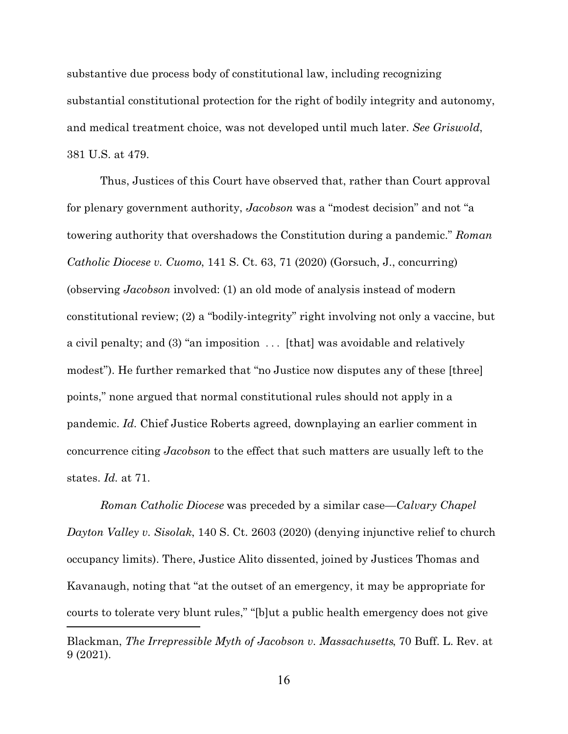substantive due process body of constitutional law, including recognizing substantial constitutional protection for the right of bodily integrity and autonomy, and medical treatment choice, was not developed until much later. *See Griswold*, 381 U.S. at 479.

Thus, Justices of this Court have observed that, rather than Court approval for plenary government authority, *Jacobson* was a "modest decision" and not "a towering authority that overshadows the Constitution during a pandemic." *Roman Catholic Diocese v. Cuomo*, 141 S. Ct. 63, 71 (2020) (Gorsuch, J., concurring) (observing *Jacobson* involved: (1) an old mode of analysis instead of modern constitutional review; (2) a "bodily-integrity" right involving not only a vaccine, but a civil penalty; and (3) "an imposition . . . [that] was avoidable and relatively modest"). He further remarked that "no Justice now disputes any of these [three] points," none argued that normal constitutional rules should not apply in a pandemic. *Id.* Chief Justice Roberts agreed, downplaying an earlier comment in concurrence citing *Jacobson* to the effect that such matters are usually left to the states. *Id.* at 71.

*Roman Catholic Diocese* was preceded by a similar case—*Calvary Chapel Dayton Valley v. Sisolak*, 140 S. Ct. 2603 (2020) (denying injunctive relief to church occupancy limits). There, Justice Alito dissented, joined by Justices Thomas and Kavanaugh, noting that "at the outset of an emergency, it may be appropriate for courts to tolerate very blunt rules," "[b]ut a public health emergency does not give

---

Blackman, *The Irrepressible Myth of Jacobson v. Massachusetts*, 70 Buff. L. Rev. at 9 (2021).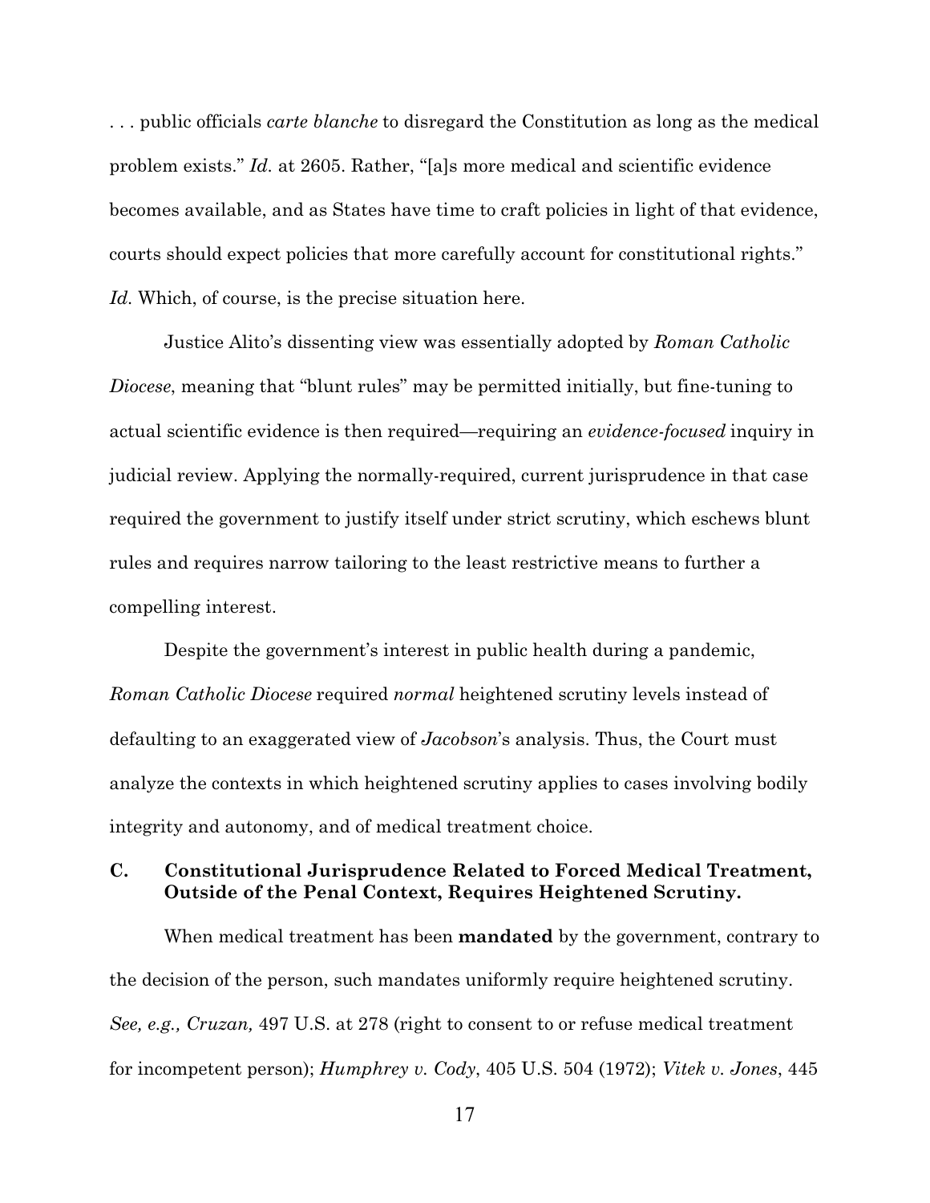. . . public officials *carte blanche* to disregard the Constitution as long as the medical problem exists." *Id.* at 2605. Rather, "[a]s more medical and scientific evidence becomes available, and as States have time to craft policies in light of that evidence, courts should expect policies that more carefully account for constitutional rights." *Id.* Which, of course, is the precise situation here.

Justice Alito's dissenting view was essentially adopted by *Roman Catholic Diocese*, meaning that "blunt rules" may be permitted initially, but fine-tuning to actual scientific evidence is then required—requiring an *evidence-focused* inquiry in judicial review. Applying the normally-required, current jurisprudence in that case required the government to justify itself under strict scrutiny, which eschews blunt rules and requires narrow tailoring to the least restrictive means to further a compelling interest.

Despite the government's interest in public health during a pandemic, *Roman Catholic Diocese* required *normal* heightened scrutiny levels instead of defaulting to an exaggerated view of *Jacobson*'s analysis. Thus, the Court must analyze the contexts in which heightened scrutiny applies to cases involving bodily integrity and autonomy, and of medical treatment choice.

### C. Constitutional Jurisprudence Related to Forced Medical Treatment, Outside of the Penal Context, Requires Heightened Scrutiny.

When medical treatment has been **mandated** by the government, contrary to the decision of the person, such mandates uniformly require heightened scrutiny. *See, e.g., Cruzan,* 497 U.S. at 278 (right to consent to or refuse medical treatment for incompetent person); *Humphrey v. Cody*, 405 U.S. 504 (1972); *Vitek v. Jones*, 445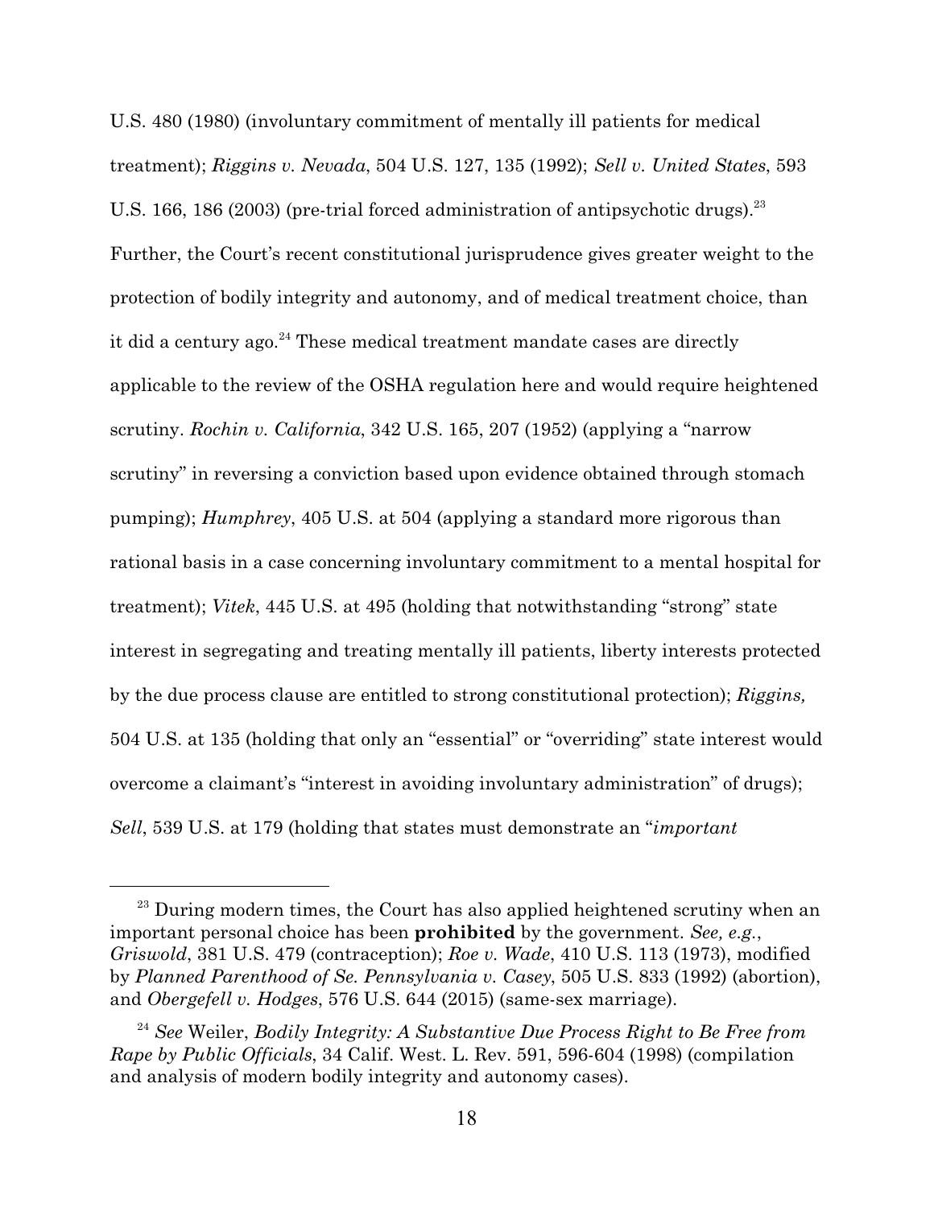U.S. 480 (1980) (involuntary commitment of mentally ill patients for medical treatment); *Riggins v. Nevada*, 504 U.S. 127, 135 (1992); *Sell v. United States*, 593 U.S. 166, 186 (2003) (pre-trial forced administration of antipsychotic drugs).[23] Further, the Court's recent constitutional jurisprudence gives greater weight to the protection of bodily integrity and autonomy, and of medical treatment choice, than it did a century ago.[24] These medical treatment mandate cases are directly applicable to the review of the OSHA regulation here and would require heightened scrutiny. *Rochin v. California*, 342 U.S. 165, 207 (1952) (applying a "narrow scrutiny" in reversing a conviction based upon evidence obtained through stomach pumping); *Humphrey*, 405 U.S. at 504 (applying a standard more rigorous than rational basis in a case concerning involuntary commitment to a mental hospital for treatment); *Vitek*, 445 U.S. at 495 (holding that notwithstanding "strong" state interest in segregating and treating mentally ill patients, liberty interests protected by the due process clause are entitled to strong constitutional protection); *Riggins,* 504 U.S. at 135 (holding that only an "essential" or "overriding" state interest would overcome a claimant's "interest in avoiding involuntary administration" of drugs); *Sell*, 539 U.S. at 179 (holding that states must demonstrate an "*important*

---

[23] During modern times, the Court has also applied heightened scrutiny when an important personal choice has been **prohibited** by the government. *See, e.g.*, *Griswold*, 381 U.S. 479 (contraception); *Roe v. Wade*, 410 U.S. 113 (1973), modified by *Planned Parenthood of Se. Pennsylvania v. Casey*, 505 U.S. 833 (1992) (abortion), and *Obergefell v. Hodges*, 576 U.S. 644 (2015) (same-sex marriage).

[24] *See* Weiler, *Bodily Integrity: A Substantive Due Process Right to Be Free from Rape by Public Officials*, 34 Calif. West. L. Rev. 591, 596-604 (1998) (compilation and analysis of modern bodily integrity and autonomy cases).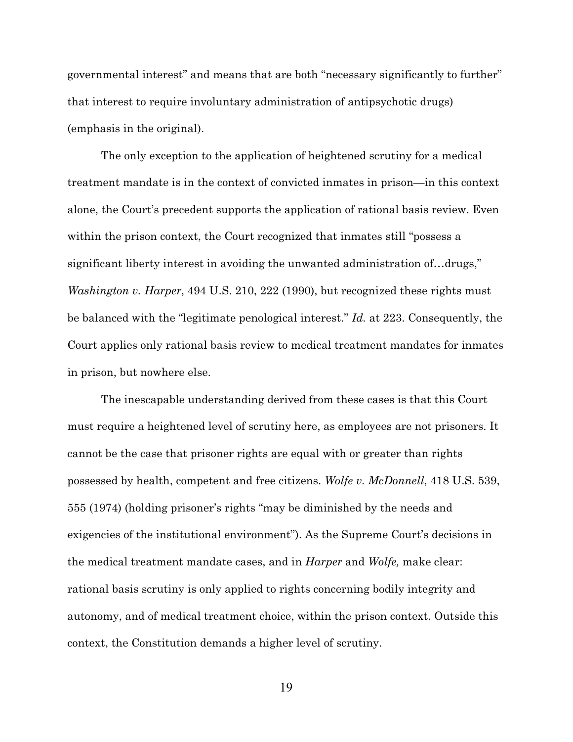governmental interest" and means that are both "necessary significantly to further" that interest to require involuntary administration of antipsychotic drugs) (emphasis in the original).

The only exception to the application of heightened scrutiny for a medical treatment mandate is in the context of convicted inmates in prison—in this context alone, the Court's precedent supports the application of rational basis review. Even within the prison context, the Court recognized that inmates still "possess a significant liberty interest in avoiding the unwanted administration of…drugs," *Washington v. Harper*, 494 U.S. 210, 222 (1990), but recognized these rights must be balanced with the "legitimate penological interest." *Id.* at 223. Consequently, the Court applies only rational basis review to medical treatment mandates for inmates in prison, but nowhere else.

The inescapable understanding derived from these cases is that this Court must require a heightened level of scrutiny here, as employees are not prisoners. It cannot be the case that prisoner rights are equal with or greater than rights possessed by health, competent and free citizens. *Wolfe v. McDonnell*, 418 U.S. 539, 555 (1974) (holding prisoner's rights "may be diminished by the needs and exigencies of the institutional environment"). As the Supreme Court's decisions in the medical treatment mandate cases, and in *Harper* and *Wolfe,* make clear: rational basis scrutiny is only applied to rights concerning bodily integrity and autonomy, and of medical treatment choice, within the prison context. Outside this context, the Constitution demands a higher level of scrutiny.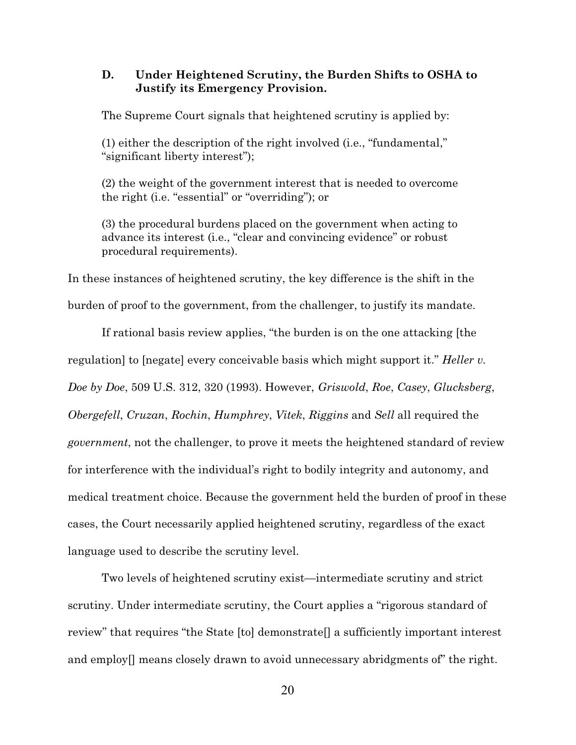### D. Under Heightened Scrutiny, the Burden Shifts to OSHA to Justify its Emergency Provision.

The Supreme Court signals that heightened scrutiny is applied by:

(1) either the description of the right involved (i.e., "fundamental," "significant liberty interest");

(2) the weight of the government interest that is needed to overcome the right (i.e. "essential" or "overriding"); or

(3) the procedural burdens placed on the government when acting to advance its interest (i.e., "clear and convincing evidence" or robust procedural requirements).

In these instances of heightened scrutiny, the key difference is the shift in the burden of proof to the government, from the challenger, to justify its mandate.

If rational basis review applies, "the burden is on the one attacking [the regulation] to [negate] every conceivable basis which might support it." *Heller v. Doe by Doe*, 509 U.S. 312, 320 (1993). However, *Griswold*, *Roe*, *Casey*, *Glucksberg*, *Obergefell*, *Cruzan*, *Rochin*, *Humphrey*, *Vitek*, *Riggins* and *Sell* all required the *government*, not the challenger, to prove it meets the heightened standard of review for interference with the individual's right to bodily integrity and autonomy, and medical treatment choice. Because the government held the burden of proof in these cases, the Court necessarily applied heightened scrutiny, regardless of the exact language used to describe the scrutiny level.

Two levels of heightened scrutiny exist—intermediate scrutiny and strict scrutiny. Under intermediate scrutiny, the Court applies a "rigorous standard of review" that requires "the State [to] demonstrate[] a sufficiently important interest and employ[] means closely drawn to avoid unnecessary abridgments of" the right.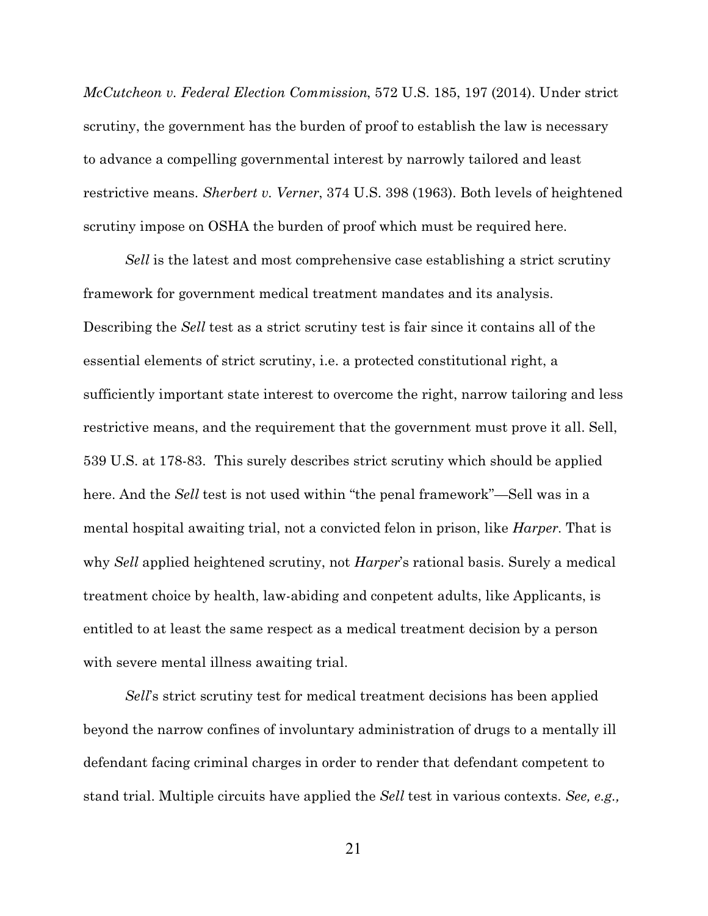*McCutcheon v. Federal Election Commission*, 572 U.S. 185, 197 (2014). Under strict scrutiny, the government has the burden of proof to establish the law is necessary to advance a compelling governmental interest by narrowly tailored and least restrictive means. *Sherbert v. Verner*, 374 U.S. 398 (1963). Both levels of heightened scrutiny impose on OSHA the burden of proof which must be required here.

*Sell* is the latest and most comprehensive case establishing a strict scrutiny framework for government medical treatment mandates and its analysis. Describing the *Sell* test as a strict scrutiny test is fair since it contains all of the essential elements of strict scrutiny, i.e. a protected constitutional right, a sufficiently important state interest to overcome the right, narrow tailoring and less restrictive means, and the requirement that the government must prove it all. Sell, 539 U.S. at 178-83. This surely describes strict scrutiny which should be applied here. And the *Sell* test is not used within "the penal framework"—Sell was in a mental hospital awaiting trial, not a convicted felon in prison, like *Harper*. That is why *Sell* applied heightened scrutiny, not *Harper*'s rational basis. Surely a medical treatment choice by health, law-abiding and conpetent adults, like Applicants, is entitled to at least the same respect as a medical treatment decision by a person with severe mental illness awaiting trial.

*Sell*'s strict scrutiny test for medical treatment decisions has been applied beyond the narrow confines of involuntary administration of drugs to a mentally ill defendant facing criminal charges in order to render that defendant competent to stand trial. Multiple circuits have applied the *Sell* test in various contexts. *See, e.g.,*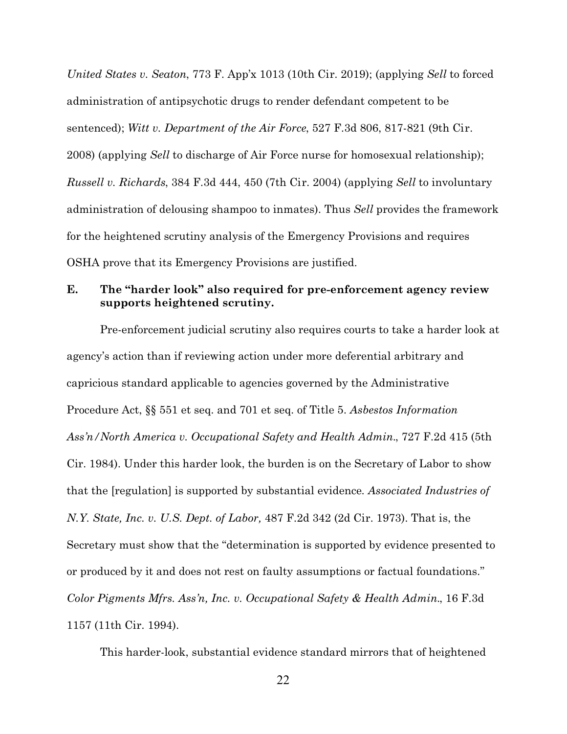*United States v. Seaton*, 773 F. App'x 1013 (10th Cir. 2019); (applying *Sell* to forced administration of antipsychotic drugs to render defendant competent to be sentenced); *Witt v. Department of the Air Force*, 527 F.3d 806, 817-821 (9th Cir. 2008) (applying *Sell* to discharge of Air Force nurse for homosexual relationship); *Russell v. Richards*, 384 F.3d 444, 450 (7th Cir. 2004) (applying *Sell* to involuntary administration of delousing shampoo to inmates). Thus *Sell* provides the framework for the heightened scrutiny analysis of the Emergency Provisions and requires OSHA prove that its Emergency Provisions are justified.

### E. The "harder look" also required for pre-enforcement agency review supports heightened scrutiny.

Pre-enforcement judicial scrutiny also requires courts to take a harder look at agency's action than if reviewing action under more deferential arbitrary and capricious standard applicable to agencies governed by the Administrative Procedure Act, §§ 551 et seq. and 701 et seq. of Title 5. *Asbestos Information Ass'n/North America v. Occupational Safety and Health Admin.*, 727 F.2d 415 (5th Cir. 1984). Under this harder look, the burden is on the Secretary of Labor to show that the [regulation] is supported by substantial evidence. *Associated Industries of N.Y. State, Inc. v. U.S. Dept. of Labor,* 487 F.2d 342 (2d Cir. 1973). That is, the Secretary must show that the "determination is supported by evidence presented to or produced by it and does not rest on faulty assumptions or factual foundations." *Color Pigments Mfrs. Ass'n, Inc. v. Occupational Safety & Health Admin.*, 16 F.3d 1157 (11th Cir. 1994).

This harder-look, substantial evidence standard mirrors that of heightened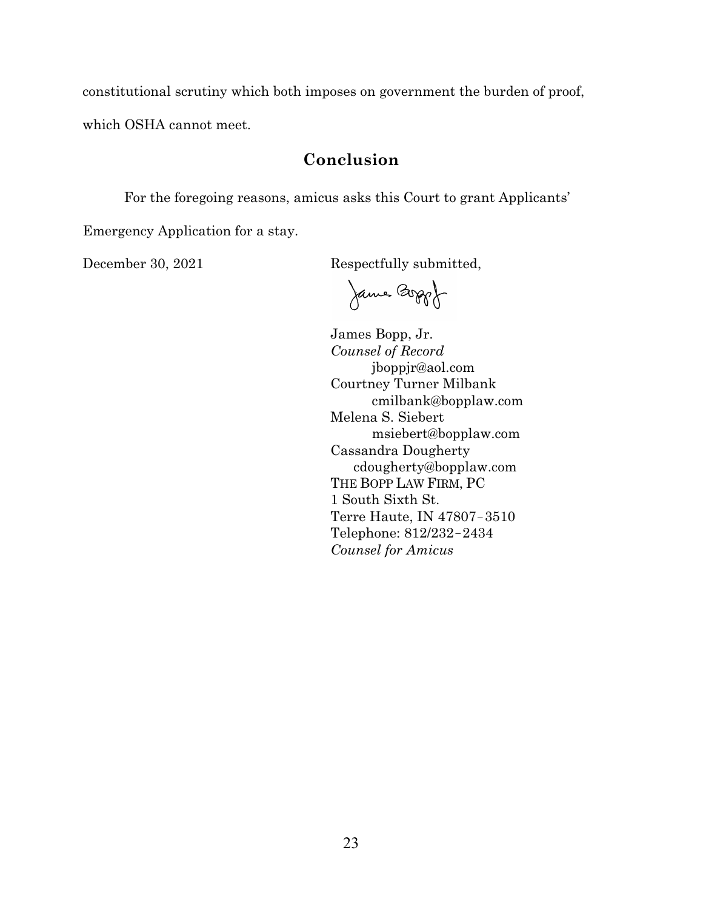constitutional scrutiny which both imposes on government the burden of proof, which OSHA cannot meet.

## Conclusion

For the foregoing reasons, amicus asks this Court to grant Applicants' Emergency Application for a stay.

December 30, 2021

Respectfully submitted,

James Bopp, Jr.
*Counsel of Record*
jboppjr@aol.com
Courtney Turner Milbank
cmilbank@bopplaw.com
Melena S. Siebert
msiebert@bopplaw.com
Cassandra Dougherty
cdougherty@bopplaw.com
THE BOPP LAW FIRM, PC
1 South Sixth St.
Terre Haute, IN 47807–3510
Telephone: 812/232–2434
*Counsel for Amicus*